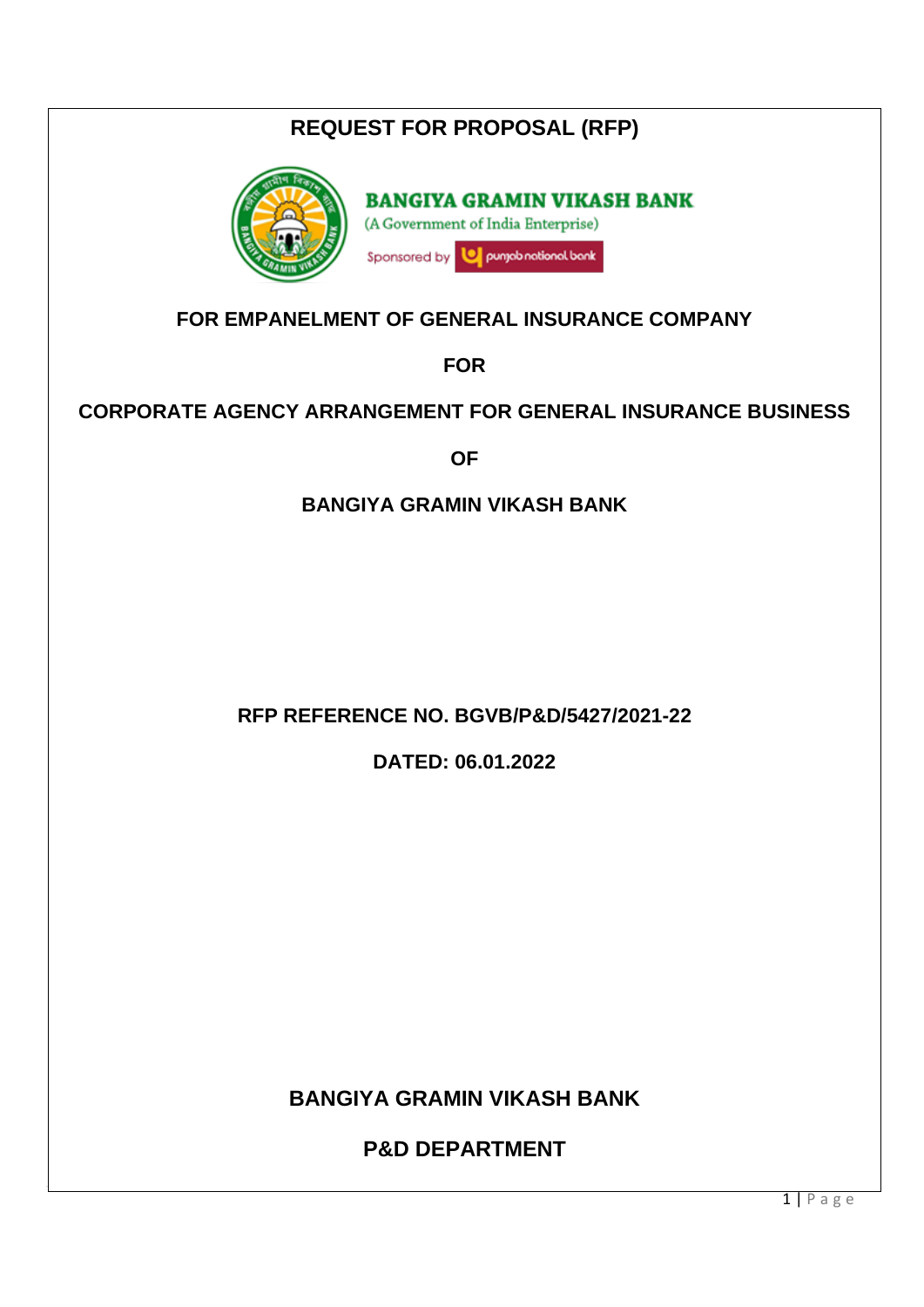# REQUEST FOR PROPOSAL (RFP)

**BANGIYA GRAMIN VIKASH BANK**

(A Government of India Enterprise)

Sponsored by punjab national bank

## FOR EMPANELMENT OF GENERAL INSURANCE COMPANY

## FOR

## CORPORATE AGENCY ARRANGEMENT FOR GENERAL INSURANCE BUSINESS

## OF

## BANGIYA GRAMIN VIKASH BANK

**RFP REFERENCE NO. BGVB/P&D/5427/2021-22**

**DATED: 06.01.2022**

**BANGIYA GRAMIN VIKASH BANK**

**P&D DEPARTMENT**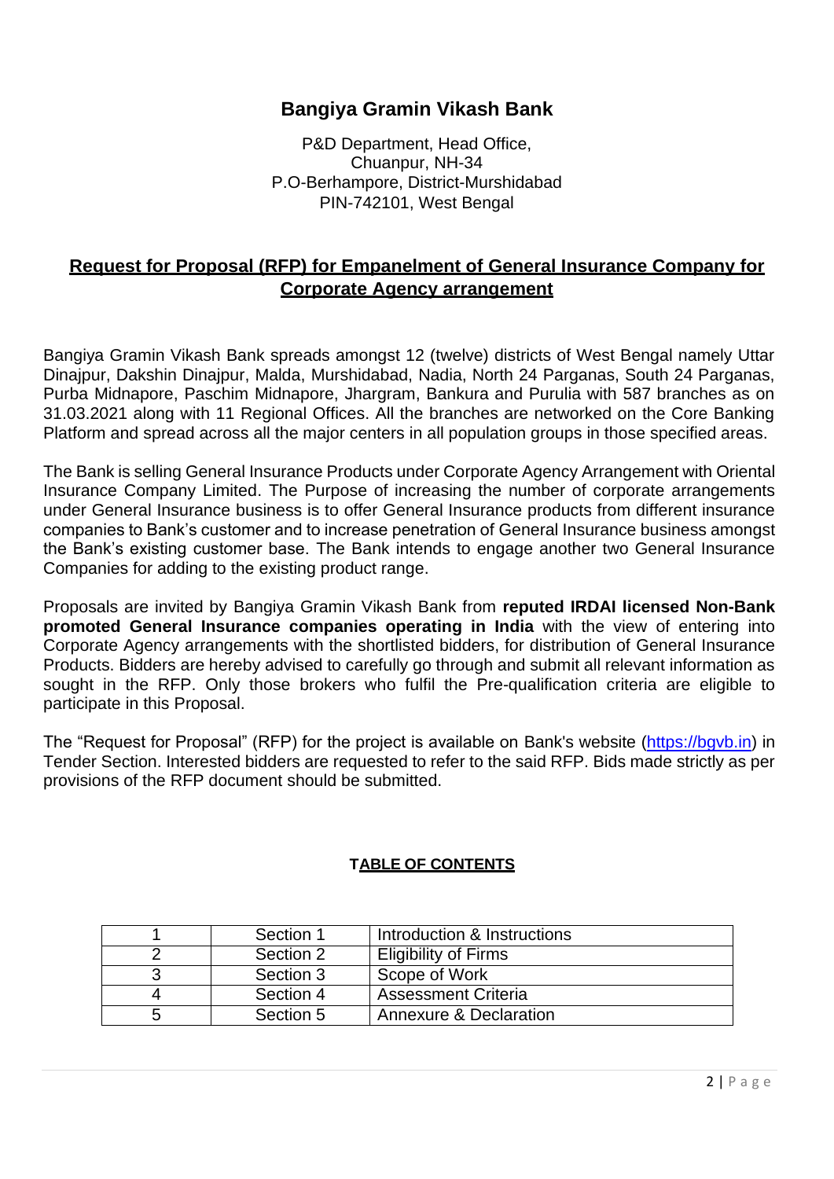# Bangiya Gramin Vikash Bank

P&D Department, Head Office,
Chuanpur, NH-34
P.O-Berhampore, District-Murshidabad
PIN-742101, West Bengal

## Request for Proposal (RFP) for Empanelment of General Insurance Company for Corporate Agency arrangement

Bangiya Gramin Vikash Bank spreads amongst 12 (twelve) districts of West Bengal namely Uttar Dinajpur, Dakshin Dinajpur, Malda, Murshidabad, Nadia, North 24 Parganas, South 24 Parganas, Purba Midnapore, Paschim Midnapore, Jhargram, Bankura and Purulia with 587 branches as on 31.03.2021 along with 11 Regional Offices. All the branches are networked on the Core Banking Platform and spread across all the major centers in all population groups in those specified areas.

The Bank is selling General Insurance Products under Corporate Agency Arrangement with Oriental Insurance Company Limited. The Purpose of increasing the number of corporate arrangements under General Insurance business is to offer General Insurance products from different insurance companies to Bank's customer and to increase penetration of General Insurance business amongst the Bank's existing customer base. The Bank intends to engage another two General Insurance Companies for adding to the existing product range.

Proposals are invited by Bangiya Gramin Vikash Bank from **reputed IRDAI licensed Non-Bank promoted General Insurance companies operating in India** with the view of entering into Corporate Agency arrangements with the shortlisted bidders, for distribution of General Insurance Products. Bidders are hereby advised to carefully go through and submit all relevant information as sought in the RFP. Only those brokers who fulfil the Pre-qualification criteria are eligible to participate in this Proposal.

The "Request for Proposal" (RFP) for the project is available on Bank's website (https://bgvb.in) in Tender Section. Interested bidders are requested to refer to the said RFP. Bids made strictly as per provisions of the RFP document should be submitted.

### TABLE OF CONTENTS

| | | |
|---|---|---|
| 1 | Section 1 | Introduction & Instructions |
| 2 | Section 2 | Eligibility of Firms |
| 3 | Section 3 | Scope of Work |
| 4 | Section 4 | Assessment Criteria |
| 5 | Section 5 | Annexure & Declaration |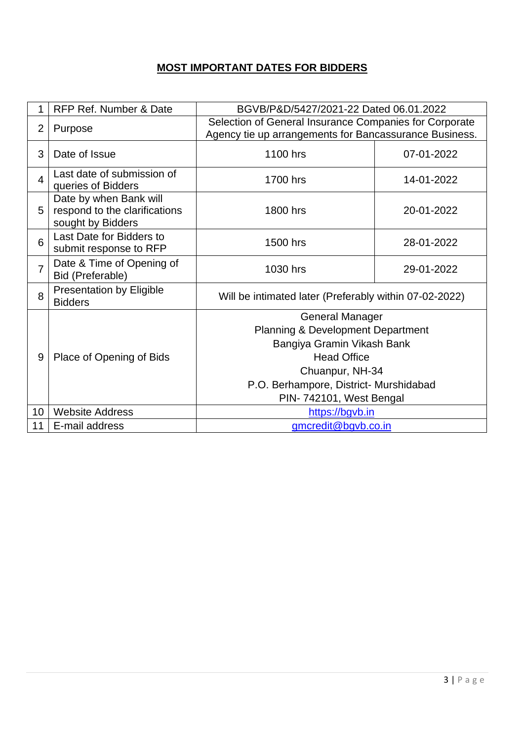## **MOST IMPORTANT DATES FOR BIDDERS**

| | | | |
|---|---|---|---|
| 1 | RFP Ref. Number & Date | BGVB/P&D/5427/2021-22 Dated 06.01.2022 | |
| 2 | Purpose | Selection of General Insurance Companies for Corporate Agency tie up arrangements for Bancassurance Business. | |
| 3 | Date of Issue | 1100 hrs | 07-01-2022 |
| 4 | Last date of submission of queries of Bidders | 1700 hrs | 14-01-2022 |
| 5 | Date by when Bank will respond to the clarifications sought by Bidders | 1800 hrs | 20-01-2022 |
| 6 | Last Date for Bidders to submit response to RFP | 1500 hrs | 28-01-2022 |
| 7 | Date & Time of Opening of Bid (Preferable) | 1030 hrs | 29-01-2022 |
| 8 | Presentation by Eligible Bidders | Will be intimated later (Preferably within 07-02-2022) | |
| 9 | Place of Opening of Bids | General Manager<br>Planning & Development Department<br>Bangiya Gramin Vikash Bank<br>Head Office<br>Chuanpur, NH-34<br>P.O. Berhampore, District- Murshidabad<br>PIN- 742101, West Bengal | |
| 10 | Website Address | https://bgvb.in | |
| 11 | E-mail address | gmcredit@bgvb.co.in | |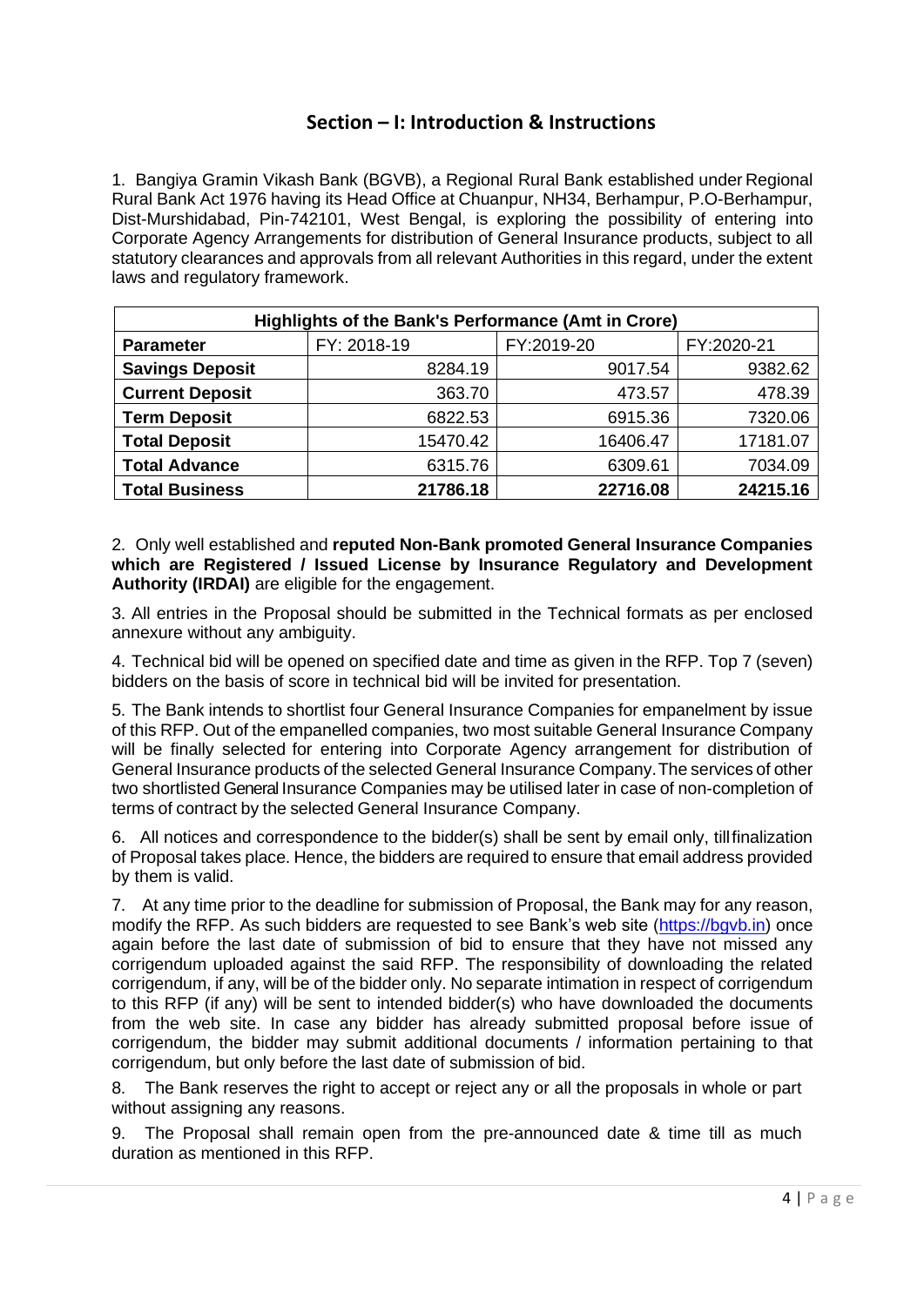## Section – I: Introduction & Instructions

1. Bangiya Gramin Vikash Bank (BGVB), a Regional Rural Bank established under Regional Rural Bank Act 1976 having its Head Office at Chuanpur, NH34, Berhampur, P.O-Berhampur, Dist-Murshidabad, Pin-742101, West Bengal, is exploring the possibility of entering into Corporate Agency Arrangements for distribution of General Insurance products, subject to all statutory clearances and approvals from all relevant Authorities in this regard, under the extent laws and regulatory framework.

| Highlights of the Bank's Performance (Amt in Crore) | | | |
|---|---|---|---|
| **Parameter** | FY: 2018-19 | FY:2019-20 | FY:2020-21 |
| **Savings Deposit** | 8284.19 | 9017.54 | 9382.62 |
| **Current Deposit** | 363.70 | 473.57 | 478.39 |
| **Term Deposit** | 6822.53 | 6915.36 | 7320.06 |
| **Total Deposit** | 15470.42 | 16406.47 | 17181.07 |
| **Total Advance** | 6315.76 | 6309.61 | 7034.09 |
| **Total Business** | **21786.18** | **22716.08** | **24215.16** |

2. Only well established and **reputed Non-Bank promoted General Insurance Companies which are Registered / Issued License by Insurance Regulatory and Development Authority (IRDAI)** are eligible for the engagement.

3. All entries in the Proposal should be submitted in the Technical formats as per enclosed annexure without any ambiguity.

4. Technical bid will be opened on specified date and time as given in the RFP. Top 7 (seven) bidders on the basis of score in technical bid will be invited for presentation.

5. The Bank intends to shortlist four General Insurance Companies for empanelment by issue of this RFP. Out of the empanelled companies, two most suitable General Insurance Company will be finally selected for entering into Corporate Agency arrangement for distribution of General Insurance products of the selected General Insurance Company. The services of other two shortlisted General Insurance Companies may be utilised later in case of non-completion of terms of contract by the selected General Insurance Company.

6. All notices and correspondence to the bidder(s) shall be sent by email only, till finalization of Proposal takes place. Hence, the bidders are required to ensure that email address provided by them is valid.

7. At any time prior to the deadline for submission of Proposal, the Bank may for any reason, modify the RFP. As such bidders are requested to see Bank's web site (https://bgvb.in) once again before the last date of submission of bid to ensure that they have not missed any corrigendum uploaded against the said RFP. The responsibility of downloading the related corrigendum, if any, will be of the bidder only. No separate intimation in respect of corrigendum to this RFP (if any) will be sent to intended bidder(s) who have downloaded the documents from the web site. In case any bidder has already submitted proposal before issue of corrigendum, the bidder may submit additional documents / information pertaining to that corrigendum, but only before the last date of submission of bid.

8. The Bank reserves the right to accept or reject any or all the proposals in whole or part without assigning any reasons.

9. The Proposal shall remain open from the pre-announced date & time till as much duration as mentioned in this RFP.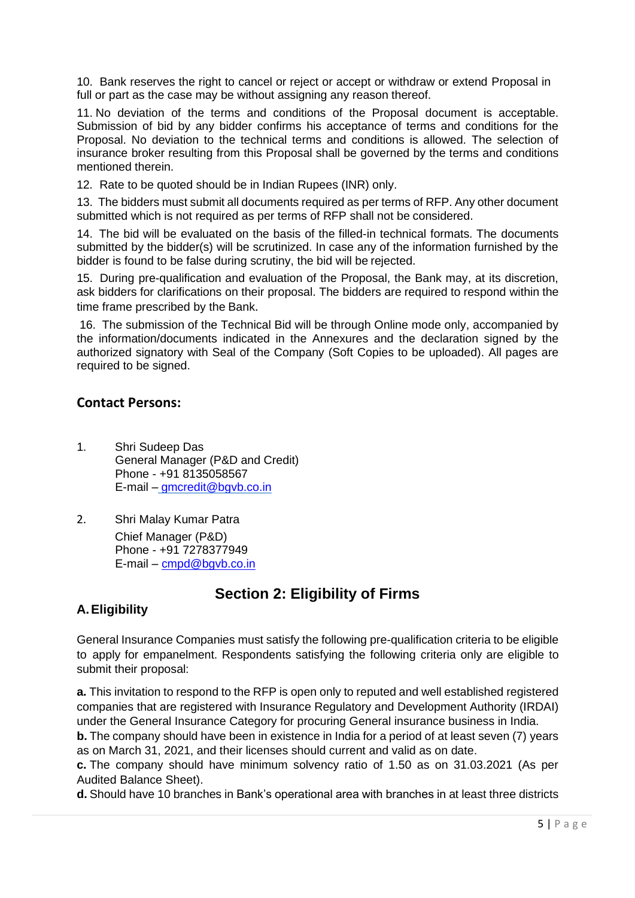10. Bank reserves the right to cancel or reject or accept or withdraw or extend Proposal in full or part as the case may be without assigning any reason thereof.

11. No deviation of the terms and conditions of the Proposal document is acceptable. Submission of bid by any bidder confirms his acceptance of terms and conditions for the Proposal. No deviation to the technical terms and conditions is allowed. The selection of insurance broker resulting from this Proposal shall be governed by the terms and conditions mentioned therein.

12. Rate to be quoted should be in Indian Rupees (INR) only.

13. The bidders must submit all documents required as per terms of RFP. Any other document submitted which is not required as per terms of RFP shall not be considered.

14. The bid will be evaluated on the basis of the filled-in technical formats. The documents submitted by the bidder(s) will be scrutinized. In case any of the information furnished by the bidder is found to be false during scrutiny, the bid will be rejected.

15. During pre-qualification and evaluation of the Proposal, the Bank may, at its discretion, ask bidders for clarifications on their proposal. The bidders are required to respond within the time frame prescribed by the Bank.

16. The submission of the Technical Bid will be through Online mode only, accompanied by the information/documents indicated in the Annexures and the declaration signed by the authorized signatory with Seal of the Company (Soft Copies to be uploaded). All pages are required to be signed.

## Contact Persons:

1. Shri Sudeep Das
   General Manager (P&D and Credit)
   Phone - +91 8135058567
   E-mail – gmcredit@bgvb.co.in

2. Shri Malay Kumar Patra
   Chief Manager (P&D)
   Phone - +91 7278377949
   E-mail – cmpd@bgvb.co.in

# Section 2: Eligibility of Firms

## A. Eligibility

General Insurance Companies must satisfy the following pre-qualification criteria to be eligible to apply for empanelment. Respondents satisfying the following criteria only are eligible to submit their proposal:

**a.** This invitation to respond to the RFP is open only to reputed and well established registered companies that are registered with Insurance Regulatory and Development Authority (IRDAI) under the General Insurance Category for procuring General insurance business in India.

**b.** The company should have been in existence in India for a period of at least seven (7) years as on March 31, 2021, and their licenses should current and valid as on date.

**c.** The company should have minimum solvency ratio of 1.50 as on 31.03.2021 (As per Audited Balance Sheet).

**d.** Should have 10 branches in Bank's operational area with branches in at least three districts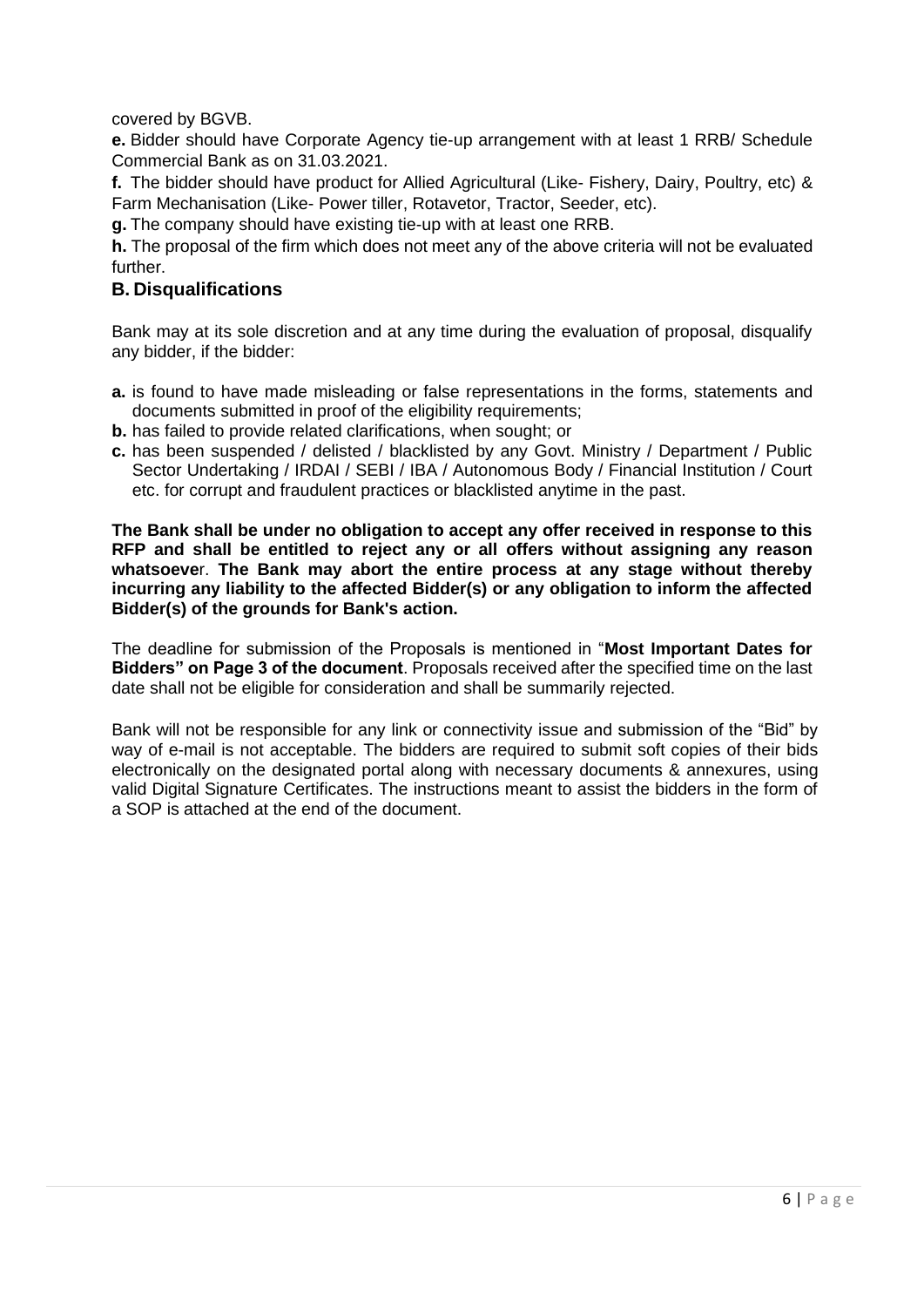covered by BGVB.

**e.** Bidder should have Corporate Agency tie-up arrangement with at least 1 RRB/ Schedule Commercial Bank as on 31.03.2021.

**f.** The bidder should have product for Allied Agricultural (Like- Fishery, Dairy, Poultry, etc) & Farm Mechanisation (Like- Power tiller, Rotavetor, Tractor, Seeder, etc).

**g.** The company should have existing tie-up with at least one RRB.

**h.** The proposal of the firm which does not meet any of the above criteria will not be evaluated further.

## B. Disqualifications

Bank may at its sole discretion and at any time during the evaluation of proposal, disqualify any bidder, if the bidder:

- **a.** is found to have made misleading or false representations in the forms, statements and documents submitted in proof of the eligibility requirements;
- **b.** has failed to provide related clarifications, when sought; or
- **c.** has been suspended / delisted / blacklisted by any Govt. Ministry / Department / Public Sector Undertaking / IRDAI / SEBI / IBA / Autonomous Body / Financial Institution / Court etc. for corrupt and fraudulent practices or blacklisted anytime in the past.

**The Bank shall be under no obligation to accept any offer received in response to this RFP and shall be entitled to reject any or all offers without assigning any reason whatsoever. The Bank may abort the entire process at any stage without thereby incurring any liability to the affected Bidder(s) or any obligation to inform the affected Bidder(s) of the grounds for Bank's action.**

The deadline for submission of the Proposals is mentioned in "**Most Important Dates for Bidders" on Page 3 of the document**. Proposals received after the specified time on the last date shall not be eligible for consideration and shall be summarily rejected.

Bank will not be responsible for any link or connectivity issue and submission of the "Bid" by way of e-mail is not acceptable. The bidders are required to submit soft copies of their bids electronically on the designated portal along with necessary documents & annexures, using valid Digital Signature Certificates. The instructions meant to assist the bidders in the form of a SOP is attached at the end of the document.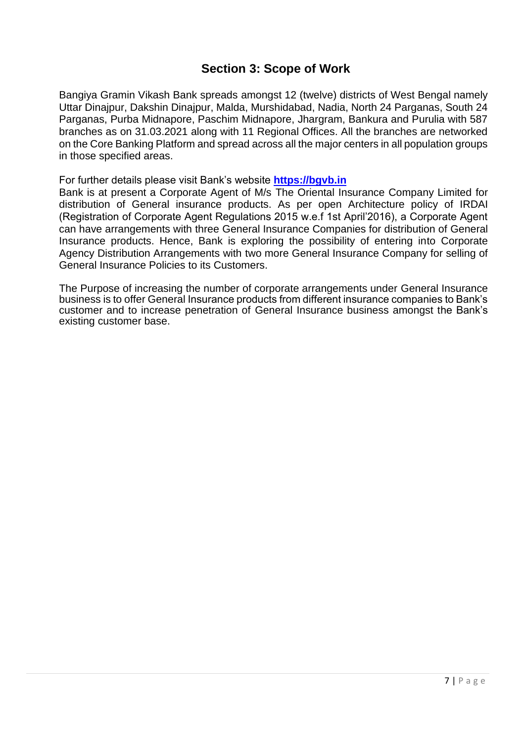## Section 3: Scope of Work

Bangiya Gramin Vikash Bank spreads amongst 12 (twelve) districts of West Bengal namely Uttar Dinajpur, Dakshin Dinajpur, Malda, Murshidabad, Nadia, North 24 Parganas, South 24 Parganas, Purba Midnapore, Paschim Midnapore, Jhargram, Bankura and Purulia with 587 branches as on 31.03.2021 along with 11 Regional Offices. All the branches are networked on the Core Banking Platform and spread across all the major centers in all population groups in those specified areas.

For further details please visit Bank's website **[https://bgvb.in](https://bgvb.in)**

Bank is at present a Corporate Agent of M/s The Oriental Insurance Company Limited for distribution of General insurance products. As per open Architecture policy of IRDAI (Registration of Corporate Agent Regulations 2015 w.e.f 1st April'2016), a Corporate Agent can have arrangements with three General Insurance Companies for distribution of General Insurance products. Hence, Bank is exploring the possibility of entering into Corporate Agency Distribution Arrangements with two more General Insurance Company for selling of General Insurance Policies to its Customers.

The Purpose of increasing the number of corporate arrangements under General Insurance business is to offer General Insurance products from different insurance companies to Bank's customer and to increase penetration of General Insurance business amongst the Bank's existing customer base.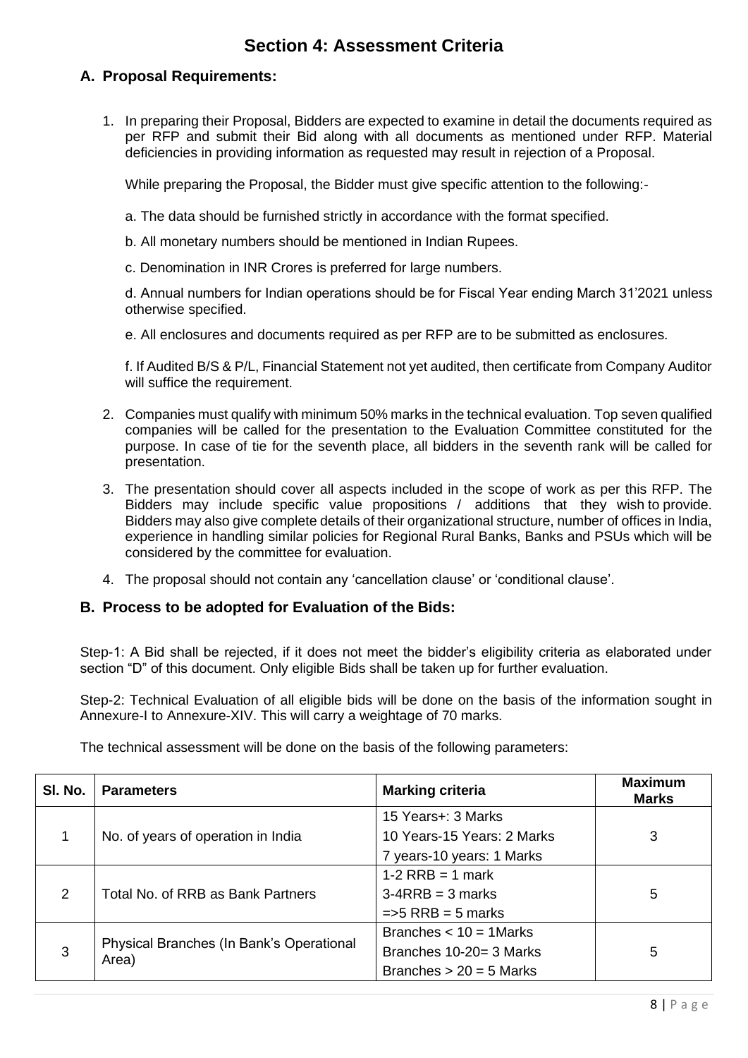# Section 4: Assessment Criteria

## A. Proposal Requirements:

1. In preparing their Proposal, Bidders are expected to examine in detail the documents required as per RFP and submit their Bid along with all documents as mentioned under RFP. Material deficiencies in providing information as requested may result in rejection of a Proposal.

   While preparing the Proposal, the Bidder must give specific attention to the following:-

   a. The data should be furnished strictly in accordance with the format specified.

   b. All monetary numbers should be mentioned in Indian Rupees.

   c. Denomination in INR Crores is preferred for large numbers.

   d. Annual numbers for Indian operations should be for Fiscal Year ending March 31'2021 unless otherwise specified.

   e. All enclosures and documents required as per RFP are to be submitted as enclosures.

   f. If Audited B/S & P/L, Financial Statement not yet audited, then certificate from Company Auditor will suffice the requirement.

2. Companies must qualify with minimum 50% marks in the technical evaluation. Top seven qualified companies will be called for the presentation to the Evaluation Committee constituted for the purpose. In case of tie for the seventh place, all bidders in the seventh rank will be called for presentation.

3. The presentation should cover all aspects included in the scope of work as per this RFP. The Bidders may include specific value propositions / additions that they wish to provide. Bidders may also give complete details of their organizational structure, number of offices in India, experience in handling similar policies for Regional Rural Banks, Banks and PSUs which will be considered by the committee for evaluation.

4. The proposal should not contain any 'cancellation clause' or 'conditional clause'.

## B. Process to be adopted for Evaluation of the Bids:

Step-1: A Bid shall be rejected, if it does not meet the bidder's eligibility criteria as elaborated under section "D" of this document. Only eligible Bids shall be taken up for further evaluation.

Step-2: Technical Evaluation of all eligible bids will be done on the basis of the information sought in Annexure-I to Annexure-XIV. This will carry a weightage of 70 marks.

The technical assessment will be done on the basis of the following parameters:

| Sl. No. | Parameters | Marking criteria | Maximum Marks |
|---|---|---|---|
| 1 | No. of years of operation in India | 15 Years+: 3 Marks<br>10 Years-15 Years: 2 Marks<br>7 years-10 years: 1 Marks | 3 |
| 2 | Total No. of RRB as Bank Partners | 1-2 RRB = 1 mark<br>3-4RRB = 3 marks<br>=>5 RRB = 5 marks | 5 |
| 3 | Physical Branches (In Bank's Operational Area) | Branches < 10 = 1Marks<br>Branches 10-20= 3 Marks<br>Branches > 20 = 5 Marks | 5 |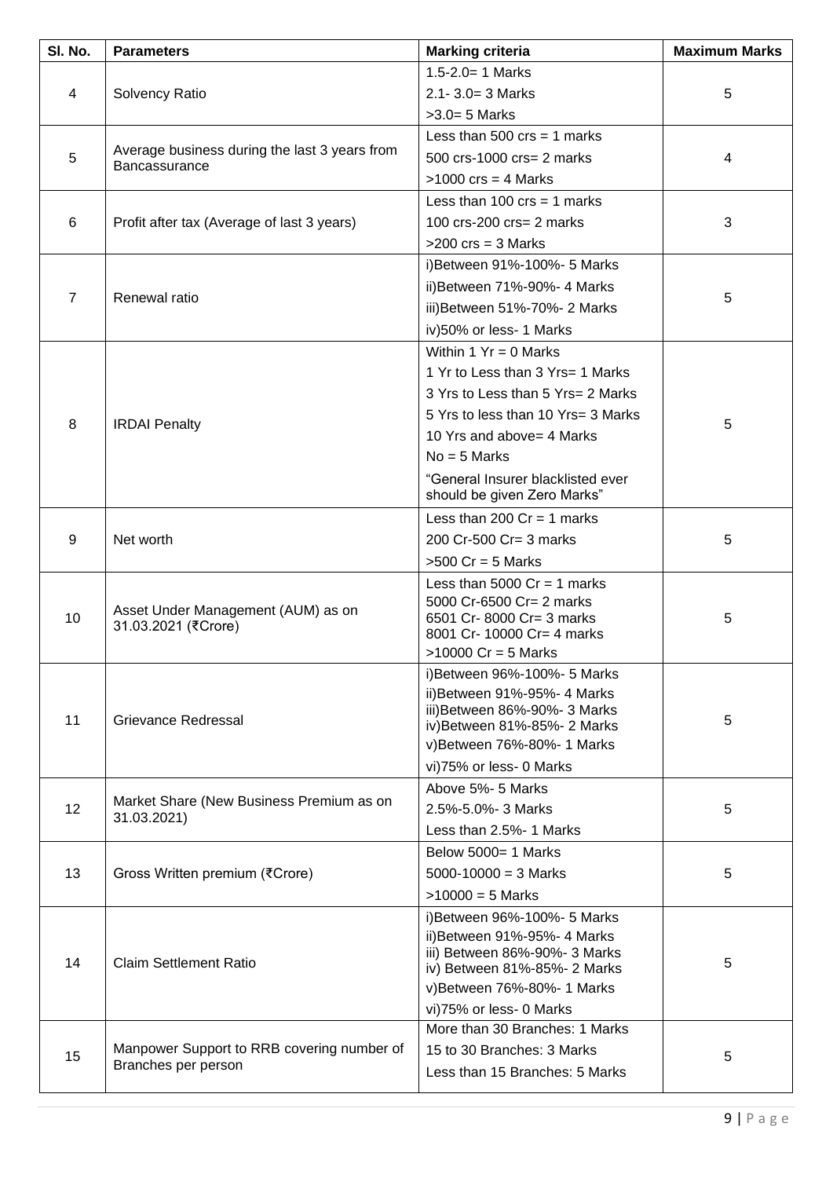| Sl. No. | Parameters | Marking criteria | Maximum Marks |
|---|---|---|---|
| 4 | Solvency Ratio | 1.5-2.0= 1 Marks<br>2.1- 3.0= 3 Marks<br>>3.0= 5 Marks | 5 |
| 5 | Average business during the last 3 years from Bancassurance | Less than 500 crs = 1 marks<br>500 crs-1000 crs= 2 marks<br>>1000 crs = 4 Marks | 4 |
| 6 | Profit after tax (Average of last 3 years) | Less than 100 crs = 1 marks<br>100 crs-200 crs= 2 marks<br>>200 crs = 3 Marks | 3 |
| 7 | Renewal ratio | i)Between 91%-100%- 5 Marks<br>ii)Between 71%-90%- 4 Marks<br>iii)Between 51%-70%- 2 Marks<br>iv)50% or less- 1 Marks | 5 |
| 8 | IRDAI Penalty | Within 1 Yr = 0 Marks<br>1 Yr to Less than 3 Yrs= 1 Marks<br>3 Yrs to Less than 5 Yrs= 2 Marks<br>5 Yrs to less than 10 Yrs= 3 Marks<br>10 Yrs and above= 4 Marks<br>No = 5 Marks<br>"General Insurer blacklisted ever should be given Zero Marks" | 5 |
| 9 | Net worth | Less than 200 Cr = 1 marks<br>200 Cr-500 Cr= 3 marks<br>>500 Cr = 5 Marks | 5 |
| 10 | Asset Under Management (AUM) as on 31.03.2021 (₹Crore) | Less than 5000 Cr = 1 marks<br>5000 Cr-6500 Cr= 2 marks<br>6501 Cr- 8000 Cr= 3 marks<br>8001 Cr- 10000 Cr= 4 marks<br>>10000 Cr = 5 Marks | 5 |
| 11 | Grievance Redressal | i)Between 96%-100%- 5 Marks<br>ii)Between 91%-95%- 4 Marks<br>iii)Between 86%-90%- 3 Marks<br>iv)Between 81%-85%- 2 Marks<br>v)Between 76%-80%- 1 Marks<br>vi)75% or less- 0 Marks | 5 |
| 12 | Market Share (New Business Premium as on 31.03.2021) | Above 5%- 5 Marks<br>2.5%-5.0%- 3 Marks<br>Less than 2.5%- 1 Marks | 5 |
| 13 | Gross Written premium (₹Crore) | Below 5000= 1 Marks<br>5000-10000 = 3 Marks<br>>10000 = 5 Marks | 5 |
| 14 | Claim Settlement Ratio | i)Between 96%-100%- 5 Marks<br>ii)Between 91%-95%- 4 Marks<br>iii) Between 86%-90%- 3 Marks<br>iv) Between 81%-85%- 2 Marks<br>v)Between 76%-80%- 1 Marks<br>vi)75% or less- 0 Marks | 5 |
| 15 | Manpower Support to RRB covering number of Branches per person | More than 30 Branches: 1 Marks<br>15 to 30 Branches: 3 Marks<br>Less than 15 Branches: 5 Marks | 5 |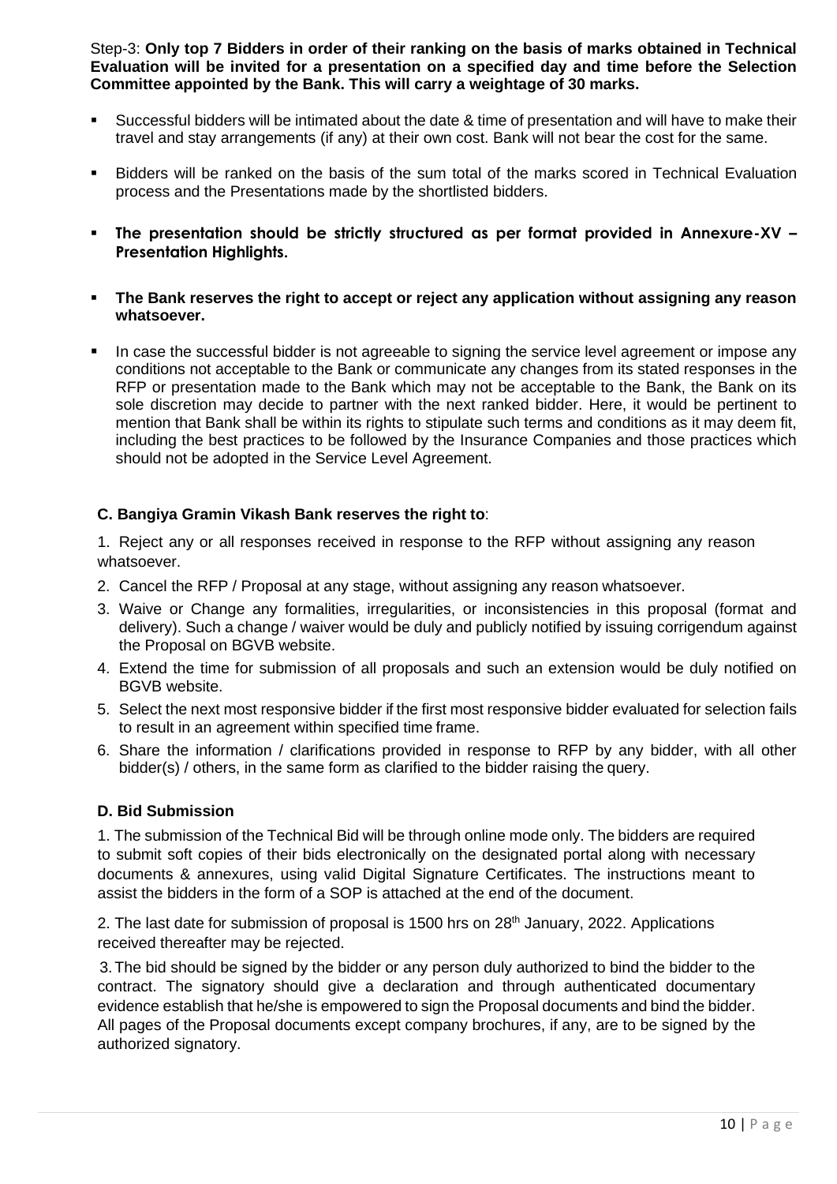Step-3: **Only top 7 Bidders in order of their ranking on the basis of marks obtained in Technical Evaluation will be invited for a presentation on a specified day and time before the Selection Committee appointed by the Bank. This will carry a weightage of 30 marks.**

- Successful bidders will be intimated about the date & time of presentation and will have to make their travel and stay arrangements (if any) at their own cost. Bank will not bear the cost for the same.
- Bidders will be ranked on the basis of the sum total of the marks scored in Technical Evaluation process and the Presentations made by the shortlisted bidders.
- **The presentation should be strictly structured as per format provided in Annexure-XV – Presentation Highlights.**
- **The Bank reserves the right to accept or reject any application without assigning any reason whatsoever.**
- In case the successful bidder is not agreeable to signing the service level agreement or impose any conditions not acceptable to the Bank or communicate any changes from its stated responses in the RFP or presentation made to the Bank which may not be acceptable to the Bank, the Bank on its sole discretion may decide to partner with the next ranked bidder. Here, it would be pertinent to mention that Bank shall be within its rights to stipulate such terms and conditions as it may deem fit, including the best practices to be followed by the Insurance Companies and those practices which should not be adopted in the Service Level Agreement.

### C. Bangiya Gramin Vikash Bank reserves the right to:

1. Reject any or all responses received in response to the RFP without assigning any reason whatsoever.
2. Cancel the RFP / Proposal at any stage, without assigning any reason whatsoever.
3. Waive or Change any formalities, irregularities, or inconsistencies in this proposal (format and delivery). Such a change / waiver would be duly and publicly notified by issuing corrigendum against the Proposal on BGVB website.
4. Extend the time for submission of all proposals and such an extension would be duly notified on BGVB website.
5. Select the next most responsive bidder if the first most responsive bidder evaluated for selection fails to result in an agreement within specified time frame.
6. Share the information / clarifications provided in response to RFP by any bidder, with all other bidder(s) / others, in the same form as clarified to the bidder raising the query.

### D. Bid Submission

1. The submission of the Technical Bid will be through online mode only. The bidders are required to submit soft copies of their bids electronically on the designated portal along with necessary documents & annexures, using valid Digital Signature Certificates. The instructions meant to assist the bidders in the form of a SOP is attached at the end of the document.

2. The last date for submission of proposal is 1500 hrs on 28th January, 2022. Applications received thereafter may be rejected.

3. The bid should be signed by the bidder or any person duly authorized to bind the bidder to the contract. The signatory should give a declaration and through authenticated documentary evidence establish that he/she is empowered to sign the Proposal documents and bind the bidder. All pages of the Proposal documents except company brochures, if any, are to be signed by the authorized signatory.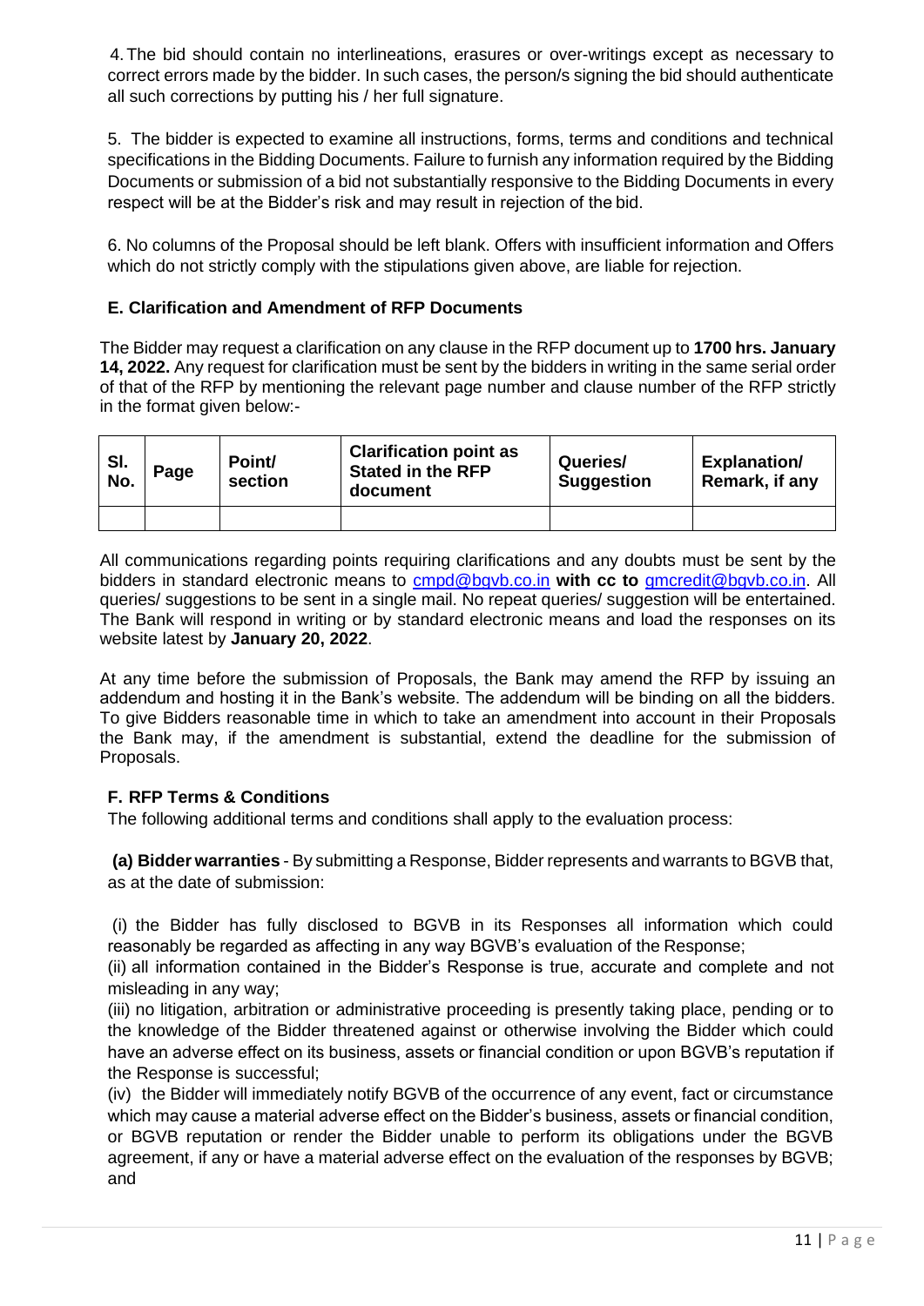4. The bid should contain no interlineations, erasures or over-writings except as necessary to correct errors made by the bidder. In such cases, the person/s signing the bid should authenticate all such corrections by putting his / her full signature.

5. The bidder is expected to examine all instructions, forms, terms and conditions and technical specifications in the Bidding Documents. Failure to furnish any information required by the Bidding Documents or submission of a bid not substantially responsive to the Bidding Documents in every respect will be at the Bidder's risk and may result in rejection of the bid.

6. No columns of the Proposal should be left blank. Offers with insufficient information and Offers which do not strictly comply with the stipulations given above, are liable for rejection.

### E. Clarification and Amendment of RFP Documents

The Bidder may request a clarification on any clause in the RFP document up to **1700 hrs. January 14, 2022.** Any request for clarification must be sent by the bidders in writing in the same serial order of that of the RFP by mentioning the relevant page number and clause number of the RFP strictly in the format given below:-

| Sl. No. | Page | Point/ section | Clarification point as Stated in the RFP document | Queries/ Suggestion | Explanation/ Remark, if any |
|---|---|---|---|---|---|
| | | | | | |

All communications regarding points requiring clarifications and any doubts must be sent by the bidders in standard electronic means to cmpd@bgvb.co.in **with cc to** gmcredit@bgvb.co.in. All queries/ suggestions to be sent in a single mail. No repeat queries/ suggestion will be entertained. The Bank will respond in writing or by standard electronic means and load the responses on its website latest by **January 20, 2022**.

At any time before the submission of Proposals, the Bank may amend the RFP by issuing an addendum and hosting it in the Bank's website. The addendum will be binding on all the bidders. To give Bidders reasonable time in which to take an amendment into account in their Proposals the Bank may, if the amendment is substantial, extend the deadline for the submission of Proposals.

### F. RFP Terms & Conditions

The following additional terms and conditions shall apply to the evaluation process:

**(a) Bidder warranties** - By submitting a Response, Bidder represents and warrants to BGVB that, as at the date of submission:

(i) the Bidder has fully disclosed to BGVB in its Responses all information which could reasonably be regarded as affecting in any way BGVB's evaluation of the Response;

(ii) all information contained in the Bidder's Response is true, accurate and complete and not misleading in any way;

(iii) no litigation, arbitration or administrative proceeding is presently taking place, pending or to the knowledge of the Bidder threatened against or otherwise involving the Bidder which could have an adverse effect on its business, assets or financial condition or upon BGVB's reputation if the Response is successful;

(iv) the Bidder will immediately notify BGVB of the occurrence of any event, fact or circumstance which may cause a material adverse effect on the Bidder's business, assets or financial condition, or BGVB reputation or render the Bidder unable to perform its obligations under the BGVB agreement, if any or have a material adverse effect on the evaluation of the responses by BGVB; and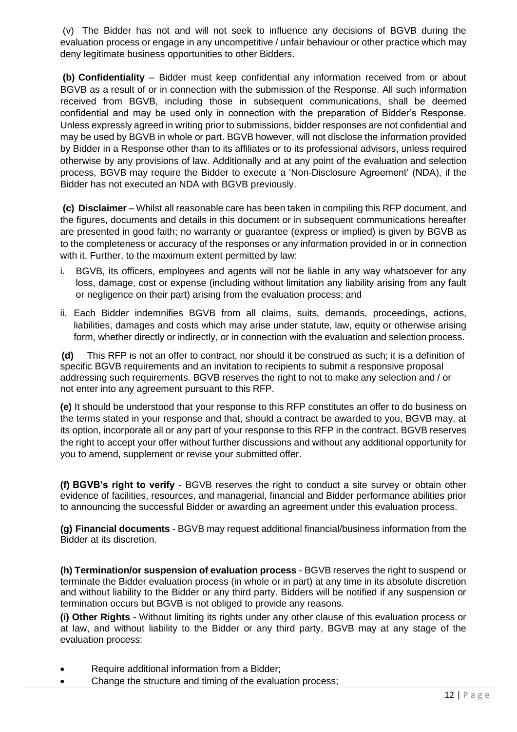(v) The Bidder has not and will not seek to influence any decisions of BGVB during the evaluation process or engage in any uncompetitive / unfair behaviour or other practice which may deny legitimate business opportunities to other Bidders.

**(b) Confidentiality** – Bidder must keep confidential any information received from or about BGVB as a result of or in connection with the submission of the Response. All such information received from BGVB, including those in subsequent communications, shall be deemed confidential and may be used only in connection with the preparation of Bidder's Response. Unless expressly agreed in writing prior to submissions, bidder responses are not confidential and may be used by BGVB in whole or part. BGVB however, will not disclose the information provided by Bidder in a Response other than to its affiliates or to its professional advisors, unless required otherwise by any provisions of law. Additionally and at any point of the evaluation and selection process, BGVB may require the Bidder to execute a 'Non-Disclosure Agreement' (NDA), if the Bidder has not executed an NDA with BGVB previously.

**(c) Disclaimer** – Whilst all reasonable care has been taken in compiling this RFP document, and the figures, documents and details in this document or in subsequent communications hereafter are presented in good faith; no warranty or guarantee (express or implied) is given by BGVB as to the completeness or accuracy of the responses or any information provided in or in connection with it. Further, to the maximum extent permitted by law:

i. BGVB, its officers, employees and agents will not be liable in any way whatsoever for any loss, damage, cost or expense (including without limitation any liability arising from any fault or negligence on their part) arising from the evaluation process; and

ii. Each Bidder indemnifies BGVB from all claims, suits, demands, proceedings, actions, liabilities, damages and costs which may arise under statute, law, equity or otherwise arising form, whether directly or indirectly, or in connection with the evaluation and selection process.

**(d)** This RFP is not an offer to contract, nor should it be construed as such; it is a definition of specific BGVB requirements and an invitation to recipients to submit a responsive proposal addressing such requirements. BGVB reserves the right to not to make any selection and / or not enter into any agreement pursuant to this RFP.

**(e)** It should be understood that your response to this RFP constitutes an offer to do business on the terms stated in your response and that, should a contract be awarded to you, BGVB may, at its option, incorporate all or any part of your response to this RFP in the contract. BGVB reserves the right to accept your offer without further discussions and without any additional opportunity for you to amend, supplement or revise your submitted offer.

**(f) BGVB's right to verify** - BGVB reserves the right to conduct a site survey or obtain other evidence of facilities, resources, and managerial, financial and Bidder performance abilities prior to announcing the successful Bidder or awarding an agreement under this evaluation process.

**(g) Financial documents** - BGVB may request additional financial/business information from the Bidder at its discretion.

**(h) Termination/or suspension of evaluation process** - BGVB reserves the right to suspend or terminate the Bidder evaluation process (in whole or in part) at any time in its absolute discretion and without liability to the Bidder or any third party. Bidders will be notified if any suspension or termination occurs but BGVB is not obliged to provide any reasons.

**(i) Other Rights** - Without limiting its rights under any other clause of this evaluation process or at law, and without liability to the Bidder or any third party, BGVB may at any stage of the evaluation process:

- Require additional information from a Bidder;
- Change the structure and timing of the evaluation process;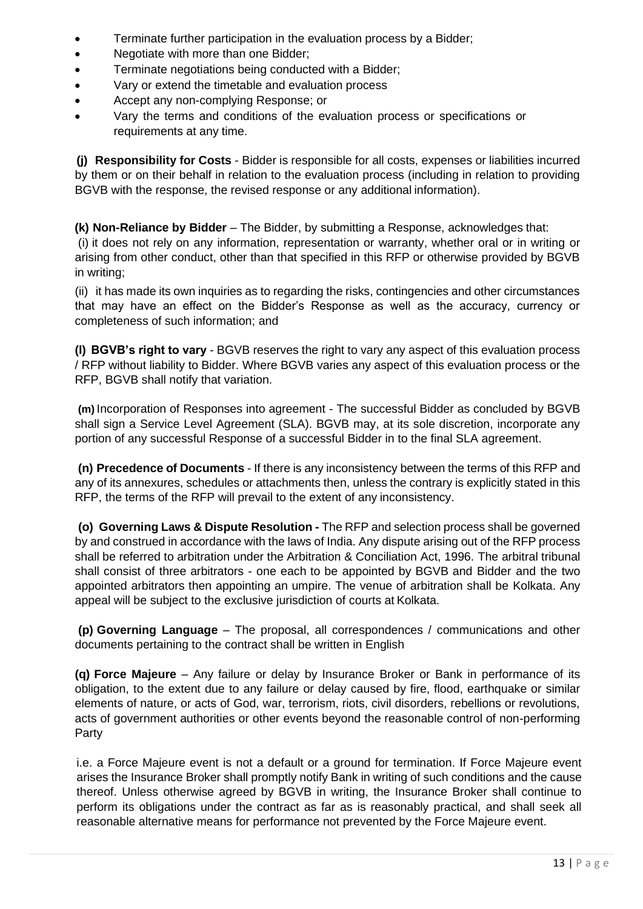- Terminate further participation in the evaluation process by a Bidder;
- Negotiate with more than one Bidder;
- Terminate negotiations being conducted with a Bidder;
- Vary or extend the timetable and evaluation process
- Accept any non-complying Response; or
- Vary the terms and conditions of the evaluation process or specifications or requirements at any time.

**(j) Responsibility for Costs** - Bidder is responsible for all costs, expenses or liabilities incurred by them or on their behalf in relation to the evaluation process (including in relation to providing BGVB with the response, the revised response or any additional information).

**(k) Non-Reliance by Bidder** – The Bidder, by submitting a Response, acknowledges that:

(i) it does not rely on any information, representation or warranty, whether oral or in writing or arising from other conduct, other than that specified in this RFP or otherwise provided by BGVB in writing;

(ii) it has made its own inquiries as to regarding the risks, contingencies and other circumstances that may have an effect on the Bidder's Response as well as the accuracy, currency or completeness of such information; and

**(l) BGVB's right to vary** - BGVB reserves the right to vary any aspect of this evaluation process / RFP without liability to Bidder. Where BGVB varies any aspect of this evaluation process or the RFP, BGVB shall notify that variation.

**(m)** Incorporation of Responses into agreement - The successful Bidder as concluded by BGVB shall sign a Service Level Agreement (SLA). BGVB may, at its sole discretion, incorporate any portion of any successful Response of a successful Bidder in to the final SLA agreement.

**(n) Precedence of Documents** - If there is any inconsistency between the terms of this RFP and any of its annexures, schedules or attachments then, unless the contrary is explicitly stated in this RFP, the terms of the RFP will prevail to the extent of any inconsistency.

**(o) Governing Laws & Dispute Resolution -** The RFP and selection process shall be governed by and construed in accordance with the laws of India. Any dispute arising out of the RFP process shall be referred to arbitration under the Arbitration & Conciliation Act, 1996. The arbitral tribunal shall consist of three arbitrators - one each to be appointed by BGVB and Bidder and the two appointed arbitrators then appointing an umpire. The venue of arbitration shall be Kolkata. Any appeal will be subject to the exclusive jurisdiction of courts at Kolkata.

**(p) Governing Language** – The proposal, all correspondences / communications and other documents pertaining to the contract shall be written in English

**(q) Force Majeure** – Any failure or delay by Insurance Broker or Bank in performance of its obligation, to the extent due to any failure or delay caused by fire, flood, earthquake or similar elements of nature, or acts of God, war, terrorism, riots, civil disorders, rebellions or revolutions, acts of government authorities or other events beyond the reasonable control of non-performing Party

i.e. a Force Majeure event is not a default or a ground for termination. If Force Majeure event arises the Insurance Broker shall promptly notify Bank in writing of such conditions and the cause thereof. Unless otherwise agreed by BGVB in writing, the Insurance Broker shall continue to perform its obligations under the contract as far as is reasonably practical, and shall seek all reasonable alternative means for performance not prevented by the Force Majeure event.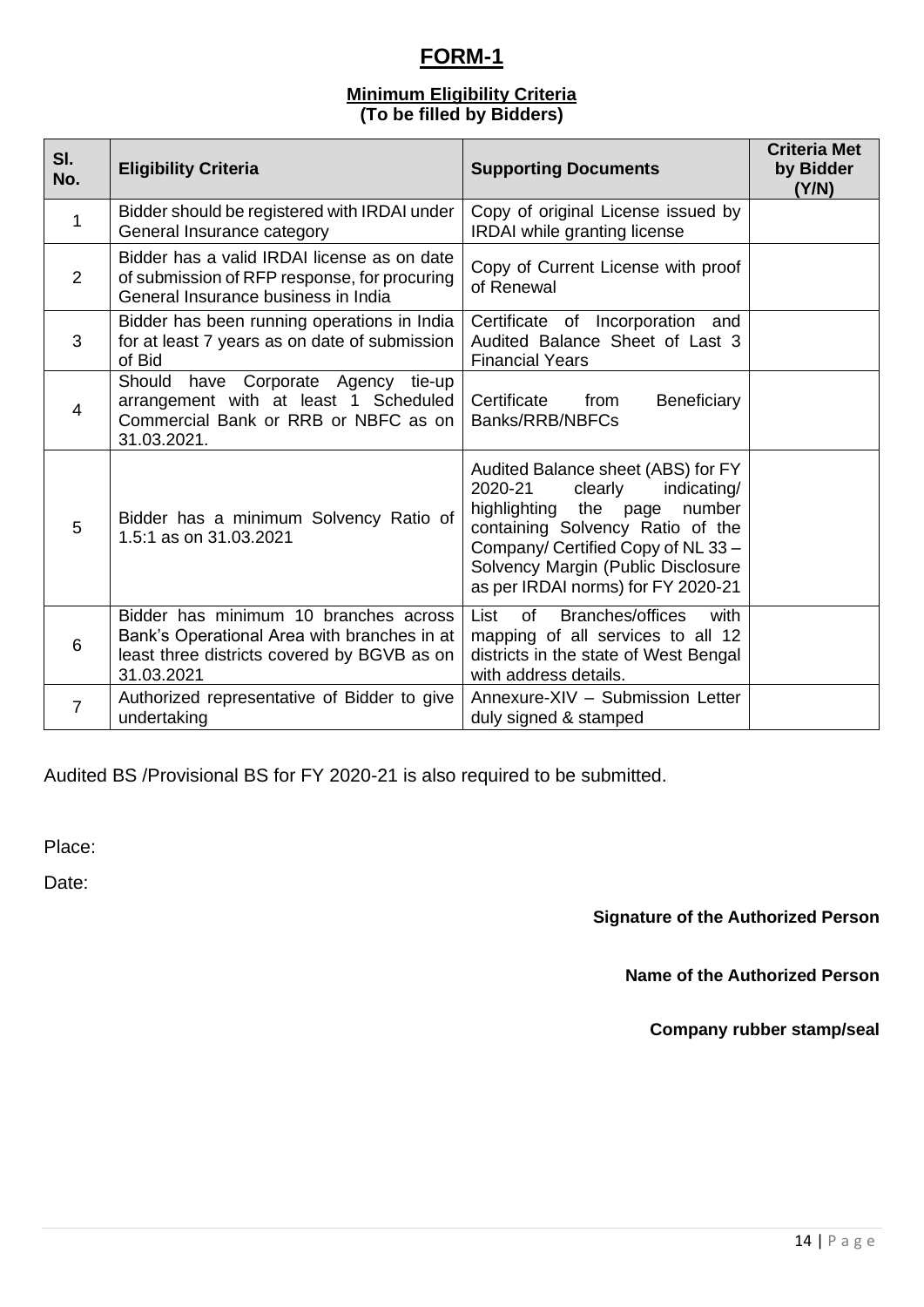# FORM-1

**Minimum Eligibility Criteria**
**(To be filled by Bidders)**

| Sl. No. | Eligibility Criteria | Supporting Documents | Criteria Met by Bidder (Y/N) |
|---|---|---|---|
| 1 | Bidder should be registered with IRDAI under General Insurance category | Copy of original License issued by IRDAI while granting license | |
| 2 | Bidder has a valid IRDAI license as on date of submission of RFP response, for procuring General Insurance business in India | Copy of Current License with proof of Renewal | |
| 3 | Bidder has been running operations in India for at least 7 years as on date of submission of Bid | Certificate of Incorporation and Audited Balance Sheet of Last 3 Financial Years | |
| 4 | Should have Corporate Agency tie-up arrangement with at least 1 Scheduled Commercial Bank or RRB or NBFC as on 31.03.2021. | Certificate from Beneficiary Banks/RRB/NBFCs | |
| 5 | Bidder has a minimum Solvency Ratio of 1.5:1 as on 31.03.2021 | Audited Balance sheet (ABS) for FY 2020-21 clearly indicating/ highlighting the page number containing Solvency Ratio of the Company/ Certified Copy of NL 33 – Solvency Margin (Public Disclosure as per IRDAI norms) for FY 2020-21 | |
| 6 | Bidder has minimum 10 branches across Bank's Operational Area with branches in at least three districts covered by BGVB as on 31.03.2021 | List of Branches/offices with mapping of all services to all 12 districts in the state of West Bengal with address details. | |
| 7 | Authorized representative of Bidder to give undertaking | Annexure-XIV – Submission Letter duly signed & stamped | |

Audited BS /Provisional BS for FY 2020-21 is also required to be submitted.

Place:

Date:

**Signature of the Authorized Person**

**Name of the Authorized Person**

**Company rubber stamp/seal**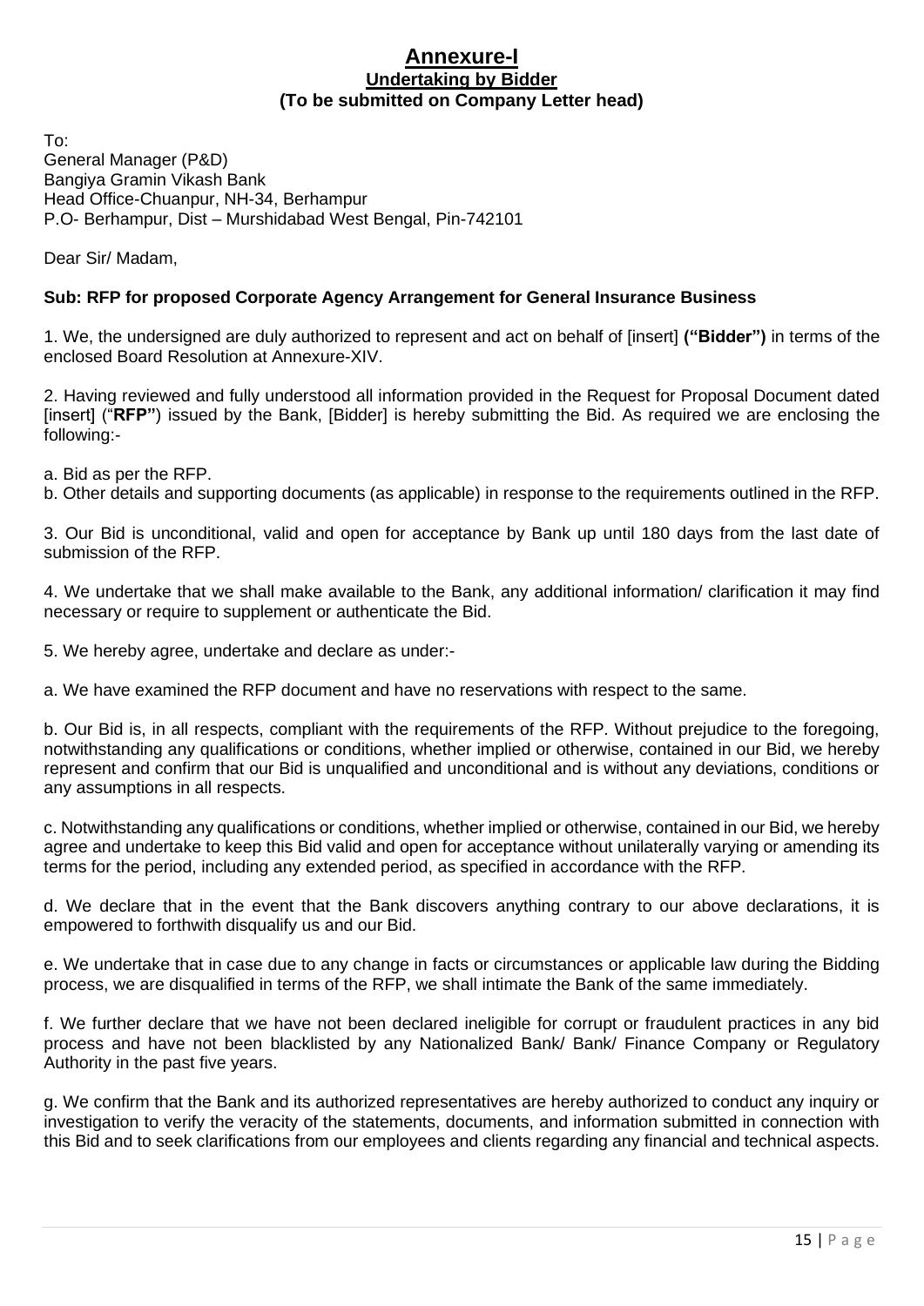# Annexure-I

## Undertaking by Bidder

**(To be submitted on Company Letter head)**

To:
General Manager (P&D)
Bangiya Gramin Vikash Bank
Head Office-Chuanpur, NH-34, Berhampur
P.O- Berhampur, Dist – Murshidabad West Bengal, Pin-742101

Dear Sir/ Madam,

**Sub: RFP for proposed Corporate Agency Arrangement for General Insurance Business**

1. We, the undersigned are duly authorized to represent and act on behalf of [insert] **("Bidder")** in terms of the enclosed Board Resolution at Annexure-XIV.

2. Having reviewed and fully understood all information provided in the Request for Proposal Document dated [insert] ("**RFP"**) issued by the Bank, [Bidder] is hereby submitting the Bid. As required we are enclosing the following:-

a. Bid as per the RFP.
b. Other details and supporting documents (as applicable) in response to the requirements outlined in the RFP.

3. Our Bid is unconditional, valid and open for acceptance by Bank up until 180 days from the last date of submission of the RFP.

4. We undertake that we shall make available to the Bank, any additional information/ clarification it may find necessary or require to supplement or authenticate the Bid.

5. We hereby agree, undertake and declare as under:-

a. We have examined the RFP document and have no reservations with respect to the same.

b. Our Bid is, in all respects, compliant with the requirements of the RFP. Without prejudice to the foregoing, notwithstanding any qualifications or conditions, whether implied or otherwise, contained in our Bid, we hereby represent and confirm that our Bid is unqualified and unconditional and is without any deviations, conditions or any assumptions in all respects.

c. Notwithstanding any qualifications or conditions, whether implied or otherwise, contained in our Bid, we hereby agree and undertake to keep this Bid valid and open for acceptance without unilaterally varying or amending its terms for the period, including any extended period, as specified in accordance with the RFP.

d. We declare that in the event that the Bank discovers anything contrary to our above declarations, it is empowered to forthwith disqualify us and our Bid.

e. We undertake that in case due to any change in facts or circumstances or applicable law during the Bidding process, we are disqualified in terms of the RFP, we shall intimate the Bank of the same immediately.

f. We further declare that we have not been declared ineligible for corrupt or fraudulent practices in any bid process and have not been blacklisted by any Nationalized Bank/ Bank/ Finance Company or Regulatory Authority in the past five years.

g. We confirm that the Bank and its authorized representatives are hereby authorized to conduct any inquiry or investigation to verify the veracity of the statements, documents, and information submitted in connection with this Bid and to seek clarifications from our employees and clients regarding any financial and technical aspects.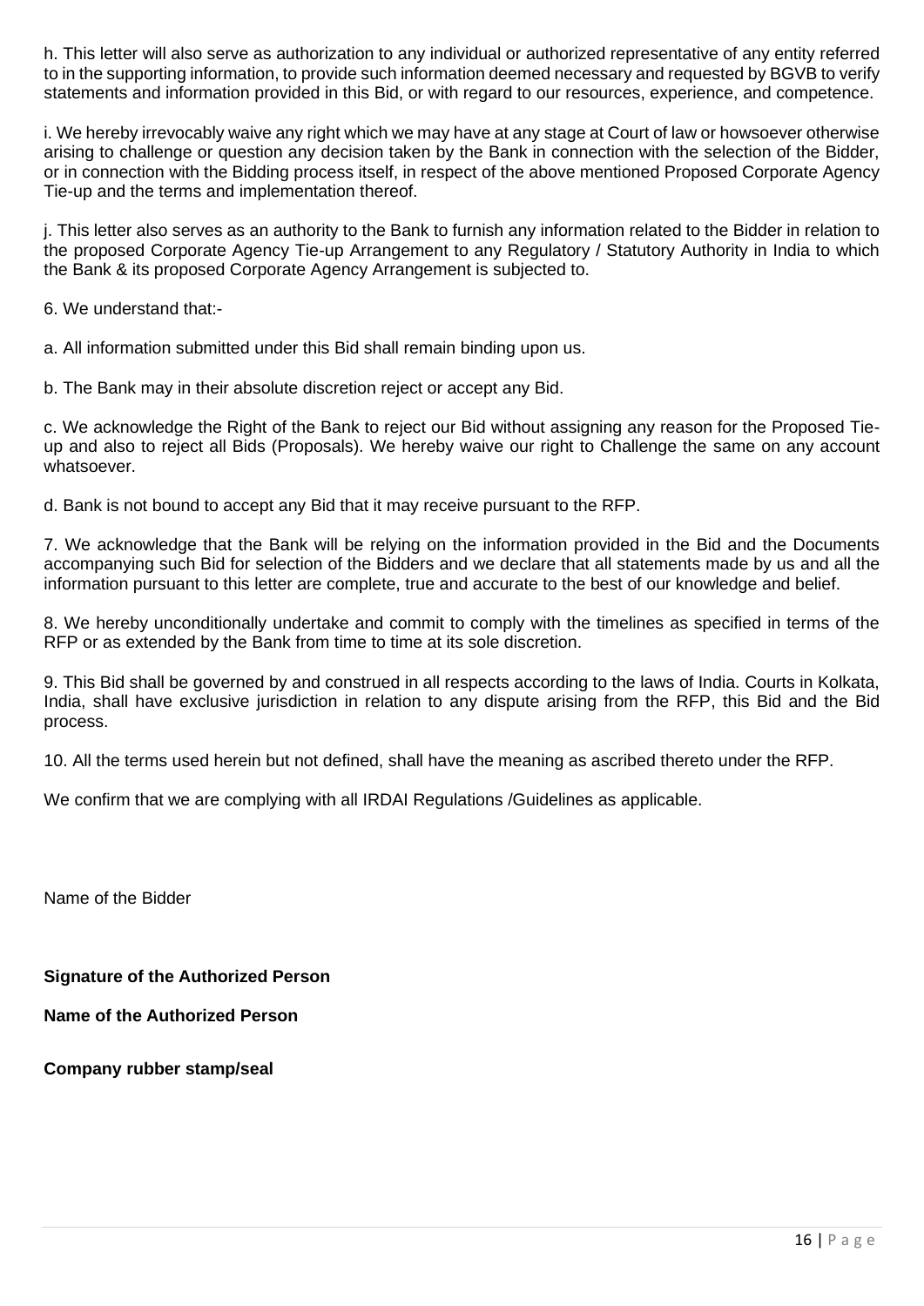h. This letter will also serve as authorization to any individual or authorized representative of any entity referred to in the supporting information, to provide such information deemed necessary and requested by BGVB to verify statements and information provided in this Bid, or with regard to our resources, experience, and competence.

i. We hereby irrevocably waive any right which we may have at any stage at Court of law or howsoever otherwise arising to challenge or question any decision taken by the Bank in connection with the selection of the Bidder, or in connection with the Bidding process itself, in respect of the above mentioned Proposed Corporate Agency Tie-up and the terms and implementation thereof.

j. This letter also serves as an authority to the Bank to furnish any information related to the Bidder in relation to the proposed Corporate Agency Tie-up Arrangement to any Regulatory / Statutory Authority in India to which the Bank & its proposed Corporate Agency Arrangement is subjected to.

6. We understand that:-

a. All information submitted under this Bid shall remain binding upon us.

b. The Bank may in their absolute discretion reject or accept any Bid.

c. We acknowledge the Right of the Bank to reject our Bid without assigning any reason for the Proposed Tie-up and also to reject all Bids (Proposals). We hereby waive our right to Challenge the same on any account whatsoever.

d. Bank is not bound to accept any Bid that it may receive pursuant to the RFP.

7. We acknowledge that the Bank will be relying on the information provided in the Bid and the Documents accompanying such Bid for selection of the Bidders and we declare that all statements made by us and all the information pursuant to this letter are complete, true and accurate to the best of our knowledge and belief.

8. We hereby unconditionally undertake and commit to comply with the timelines as specified in terms of the RFP or as extended by the Bank from time to time at its sole discretion.

9. This Bid shall be governed by and construed in all respects according to the laws of India. Courts in Kolkata, India, shall have exclusive jurisdiction in relation to any dispute arising from the RFP, this Bid and the Bid process.

10. All the terms used herein but not defined, shall have the meaning as ascribed thereto under the RFP.

We confirm that we are complying with all IRDAI Regulations /Guidelines as applicable.

Name of the Bidder

**Signature of the Authorized Person**

**Name of the Authorized Person**

**Company rubber stamp/seal**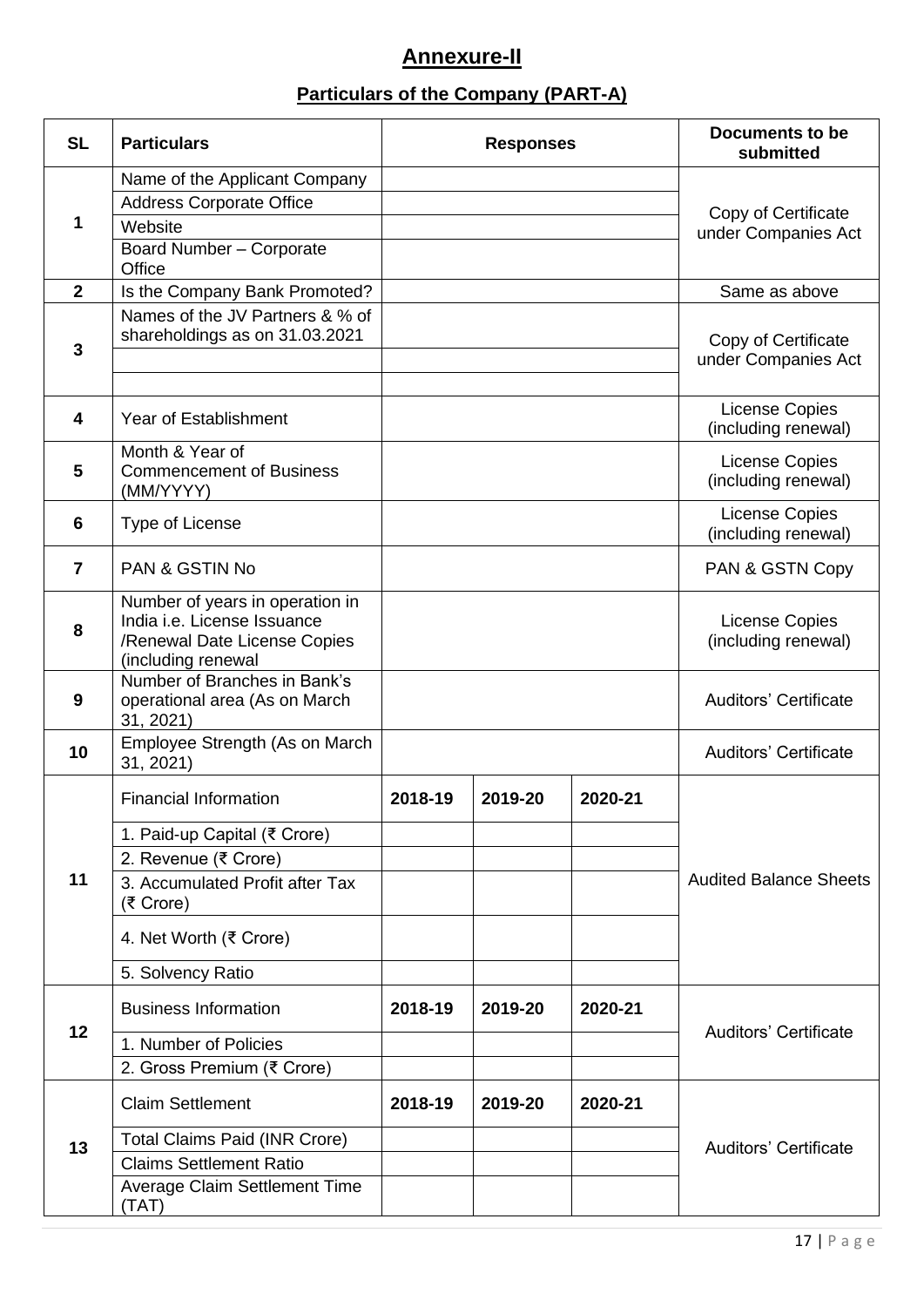## Annexure-II

### Particulars of the Company (PART-A)

| SL | Particulars | Responses | | | Documents to be submitted |
|---|---|---|---|---|---|
| 1 | Name of the Applicant Company | | | | Copy of Certificate under Companies Act |
| | Address Corporate Office | | | | |
| | Website | | | | |
| | Board Number – Corporate Office | | | | |
| 2 | Is the Company Bank Promoted? | | | | Same as above |
| 3 | Names of the JV Partners & % of shareholdings as on 31.03.2021 | | | | Copy of Certificate under Companies Act |
| | | | | | |
| | | | | | |
| 4 | Year of Establishment | | | | License Copies (including renewal) |
| 5 | Month & Year of Commencement of Business (MM/YYYY) | | | | License Copies (including renewal) |
| 6 | Type of License | | | | License Copies (including renewal) |
| 7 | PAN & GSTIN No | | | | PAN & GSTN Copy |
| 8 | Number of years in operation in India i.e. License Issuance /Renewal Date License Copies (including renewal | | | | License Copies (including renewal) |
| 9 | Number of Branches in Bank's operational area (As on March 31, 2021) | | | | Auditors' Certificate |
| 10 | Employee Strength (As on March 31, 2021) | | | | Auditors' Certificate |
| 11 | Financial Information | 2018-19 | 2019-20 | 2020-21 | Audited Balance Sheets |
| | 1. Paid-up Capital (₹ Crore) | | | | |
| | 2. Revenue (₹ Crore) | | | | |
| | 3. Accumulated Profit after Tax (₹ Crore) | | | | |
| | 4. Net Worth (₹ Crore) | | | | |
| | 5. Solvency Ratio | | | | |
| 12 | Business Information | 2018-19 | 2019-20 | 2020-21 | Auditors' Certificate |
| | 1. Number of Policies | | | | |
| | 2. Gross Premium (₹ Crore) | | | | |
| 13 | Claim Settlement | 2018-19 | 2019-20 | 2020-21 | Auditors' Certificate |
| | Total Claims Paid (INR Crore) | | | | |
| | Claims Settlement Ratio | | | | |
| | Average Claim Settlement Time (TAT) | | | | |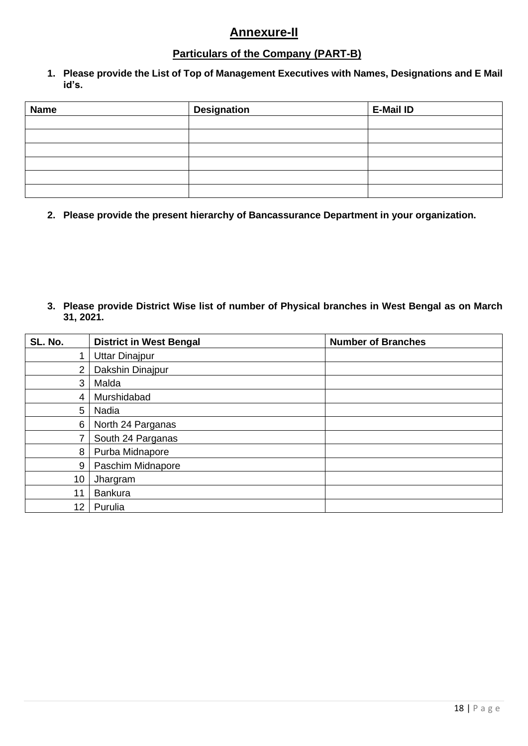# Annexure-II

## Particulars of the Company (PART-B)

1. **Please provide the List of Top of Management Executives with Names, Designations and E Mail id's.**

| Name | Designation | E-Mail ID |
|---|---|---|
| | | |
| | | |
| | | |
| | | |
| | | |
| | | |

2. **Please provide the present hierarchy of Bancassurance Department in your organization.**

3. **Please provide District Wise list of number of Physical branches in West Bengal as on March 31, 2021.**

| SL. No. | District in West Bengal | Number of Branches |
|---|---|---|
| 1 | Uttar Dinajpur | |
| 2 | Dakshin Dinajpur | |
| 3 | Malda | |
| 4 | Murshidabad | |
| 5 | Nadia | |
| 6 | North 24 Parganas | |
| 7 | South 24 Parganas | |
| 8 | Purba Midnapore | |
| 9 | Paschim Midnapore | |
| 10 | Jhargram | |
| 11 | Bankura | |
| 12 | Purulia | |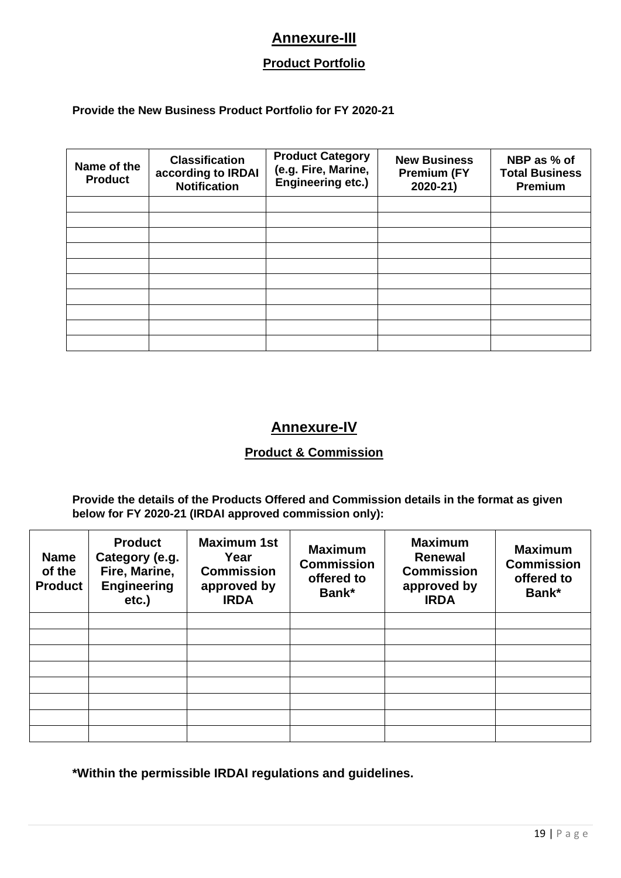# Annexure-III

## Product Portfolio

**Provide the New Business Product Portfolio for FY 2020-21**

| Name of the Product | Classification according to IRDAI Notification | Product Category (e.g. Fire, Marine, Engineering etc.) | New Business Premium (FY 2020-21) | NBP as % of Total Business Premium |
|---|---|---|---|---|
| | | | | |
| | | | | |
| | | | | |
| | | | | |
| | | | | |
| | | | | |
| | | | | |
| | | | | |
| | | | | |
| | | | | |

# Annexure-IV

## Product & Commission

**Provide the details of the Products Offered and Commission details in the format as given below for FY 2020-21 (IRDAI approved commission only):**

| Name of the Product | Product Category (e.g. Fire, Marine, Engineering etc.) | Maximum 1st Year Commission approved by IRDA | Maximum Commission offered to Bank* | Maximum Renewal Commission approved by IRDA | Maximum Commission offered to Bank* |
|---|---|---|---|---|---|
| | | | | | |
| | | | | | |
| | | | | | |
| | | | | | |
| | | | | | |
| | | | | | |
| | | | | | |
| | | | | | |

**\*Within the permissible IRDAI regulations and guidelines.**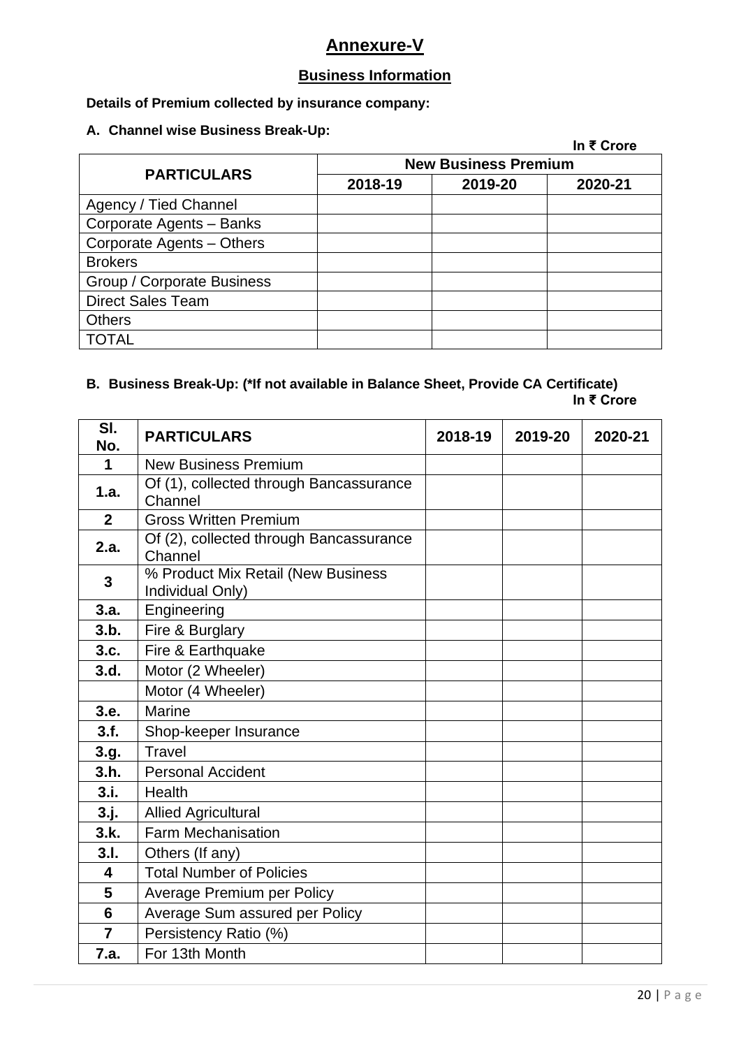# Annexure-V

## Business Information

**Details of Premium collected by insurance company:**

**A. Channel wise Business Break-Up:**

**In ₹ Crore**

| PARTICULARS | New Business Premium | | |
|---|---|---|---|
| | 2018-19 | 2019-20 | 2020-21 |
| Agency / Tied Channel | | | |
| Corporate Agents – Banks | | | |
| Corporate Agents – Others | | | |
| Brokers | | | |
| Group / Corporate Business | | | |
| Direct Sales Team | | | |
| Others | | | |
| TOTAL | | | |

**B. Business Break-Up: (*If not available in Balance Sheet, Provide CA Certificate)**

**In ₹ Crore**

| Sl. No. | PARTICULARS | 2018-19 | 2019-20 | 2020-21 |
|---|---|---|---|---|
| 1 | New Business Premium | | | |
| 1.a. | Of (1), collected through Bancassurance Channel | | | |
| 2 | Gross Written Premium | | | |
| 2.a. | Of (2), collected through Bancassurance Channel | | | |
| 3 | % Product Mix Retail (New Business Individual Only) | | | |
| 3.a. | Engineering | | | |
| 3.b. | Fire & Burglary | | | |
| 3.c. | Fire & Earthquake | | | |
| 3.d. | Motor (2 Wheeler) | | | |
| | Motor (4 Wheeler) | | | |
| 3.e. | Marine | | | |
| 3.f. | Shop-keeper Insurance | | | |
| 3.g. | Travel | | | |
| 3.h. | Personal Accident | | | |
| 3.i. | Health | | | |
| 3.j. | Allied Agricultural | | | |
| 3.k. | Farm Mechanisation | | | |
| 3.l. | Others (If any) | | | |
| 4 | Total Number of Policies | | | |
| 5 | Average Premium per Policy | | | |
| 6 | Average Sum assured per Policy | | | |
| 7 | Persistency Ratio (%) | | | |
| 7.a. | For 13th Month | | | |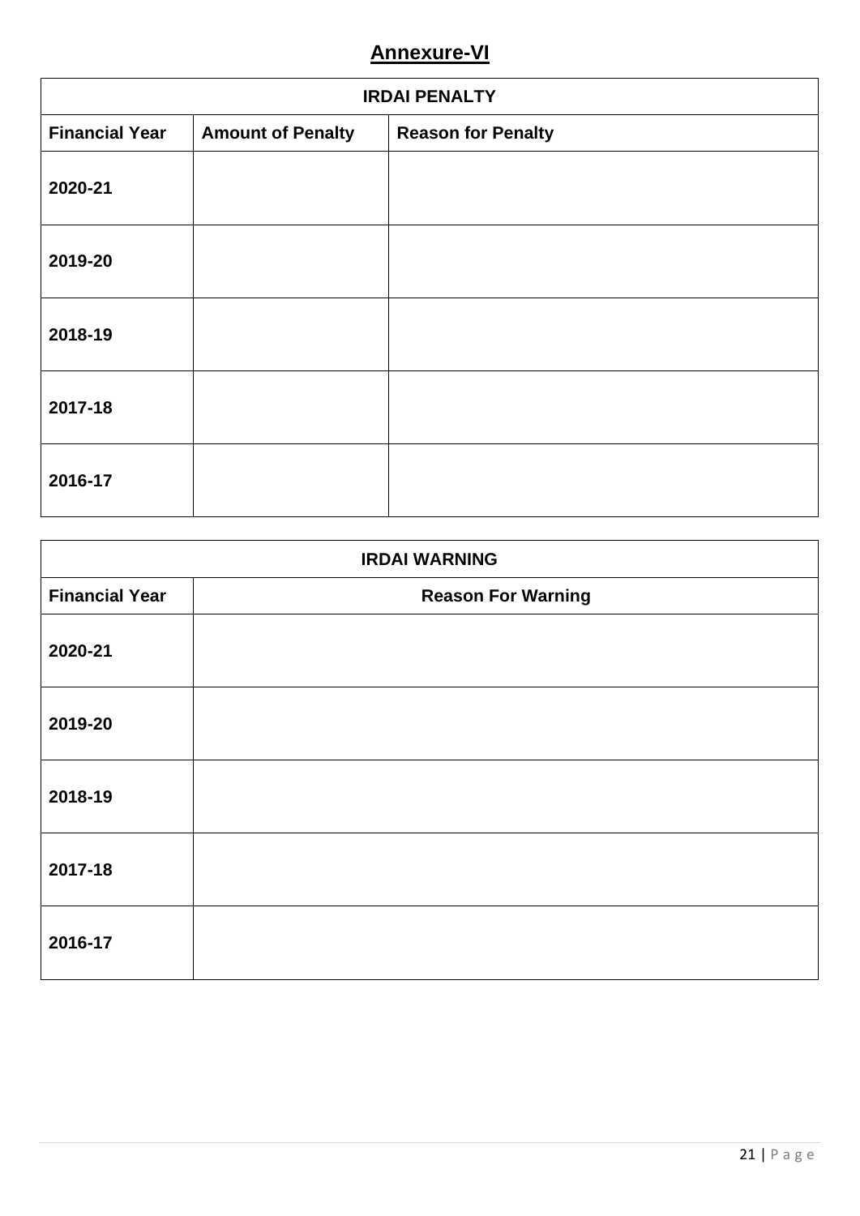# Annexure-VI

| IRDAI PENALTY | | |
|---|---|---|
| **Financial Year** | **Amount of Penalty** | **Reason for Penalty** |
| **2020-21** | | |
| **2019-20** | | |
| **2018-19** | | |
| **2017-18** | | |
| **2016-17** | | |

| IRDAI WARNING | |
|---|---|
| **Financial Year** | **Reason For Warning** |
| **2020-21** | |
| **2019-20** | |
| **2018-19** | |
| **2017-18** | |
| **2016-17** | |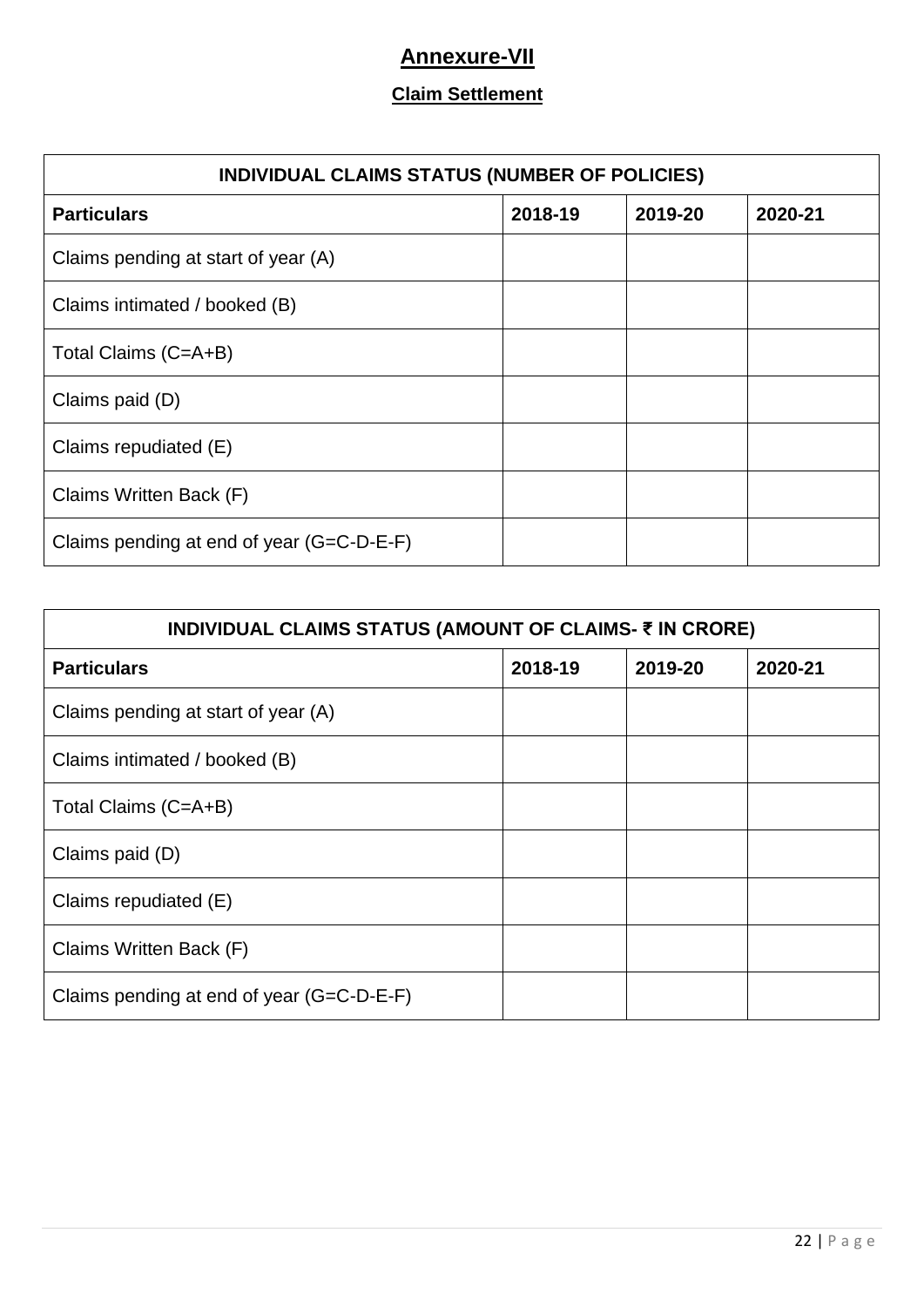# Annexure-VII

## Claim Settlement

| INDIVIDUAL CLAIMS STATUS (NUMBER OF POLICIES) | | | |
|---|---|---|---|
| **Particulars** | **2018-19** | **2019-20** | **2020-21** |
| Claims pending at start of year (A) | | | |
| Claims intimated / booked (B) | | | |
| Total Claims (C=A+B) | | | |
| Claims paid (D) | | | |
| Claims repudiated (E) | | | |
| Claims Written Back (F) | | | |
| Claims pending at end of year (G=C-D-E-F) | | | |

| INDIVIDUAL CLAIMS STATUS (AMOUNT OF CLAIMS- ₹ IN CRORE) | | | |
|---|---|---|---|
| **Particulars** | **2018-19** | **2019-20** | **2020-21** |
| Claims pending at start of year (A) | | | |
| Claims intimated / booked (B) | | | |
| Total Claims (C=A+B) | | | |
| Claims paid (D) | | | |
| Claims repudiated (E) | | | |
| Claims Written Back (F) | | | |
| Claims pending at end of year (G=C-D-E-F) | | | |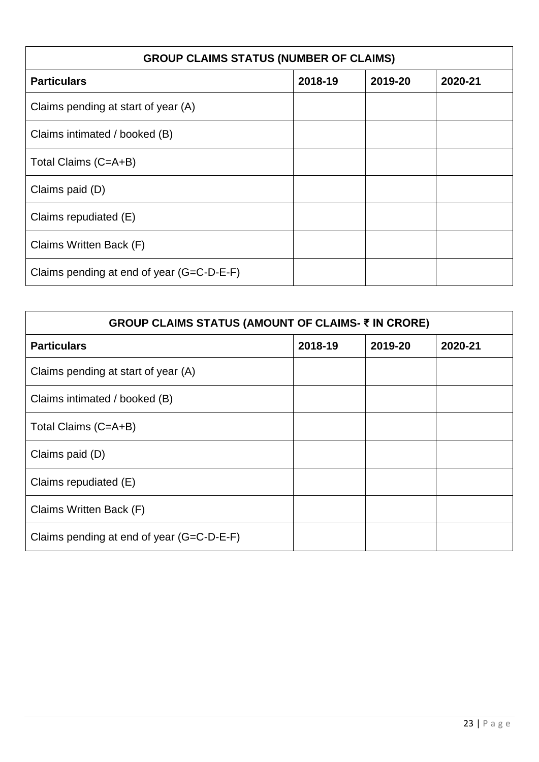| GROUP CLAIMS STATUS (NUMBER OF CLAIMS) | | | |
|---|---|---|---|
| **Particulars** | **2018-19** | **2019-20** | **2020-21** |
| Claims pending at start of year (A) | | | |
| Claims intimated / booked (B) | | | |
| Total Claims (C=A+B) | | | |
| Claims paid (D) | | | |
| Claims repudiated (E) | | | |
| Claims Written Back (F) | | | |
| Claims pending at end of year (G=C-D-E-F) | | | |

| GROUP CLAIMS STATUS (AMOUNT OF CLAIMS- ₹ IN CRORE) | | | |
|---|---|---|---|
| **Particulars** | **2018-19** | **2019-20** | **2020-21** |
| Claims pending at start of year (A) | | | |
| Claims intimated / booked (B) | | | |
| Total Claims (C=A+B) | | | |
| Claims paid (D) | | | |
| Claims repudiated (E) | | | |
| Claims Written Back (F) | | | |
| Claims pending at end of year (G=C-D-E-F) | | | |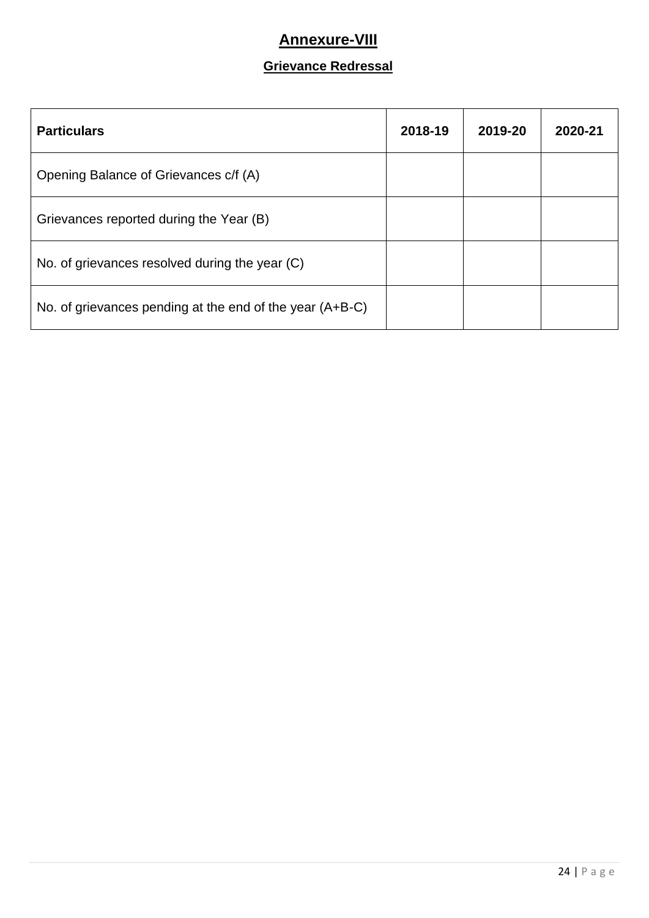# Annexure-VIII

## Grievance Redressal

| Particulars | 2018-19 | 2019-20 | 2020-21 |
|---|---|---|---|
| Opening Balance of Grievances c/f (A) | | | |
| Grievances reported during the Year (B) | | | |
| No. of grievances resolved during the year (C) | | | |
| No. of grievances pending at the end of the year (A+B-C) | | | |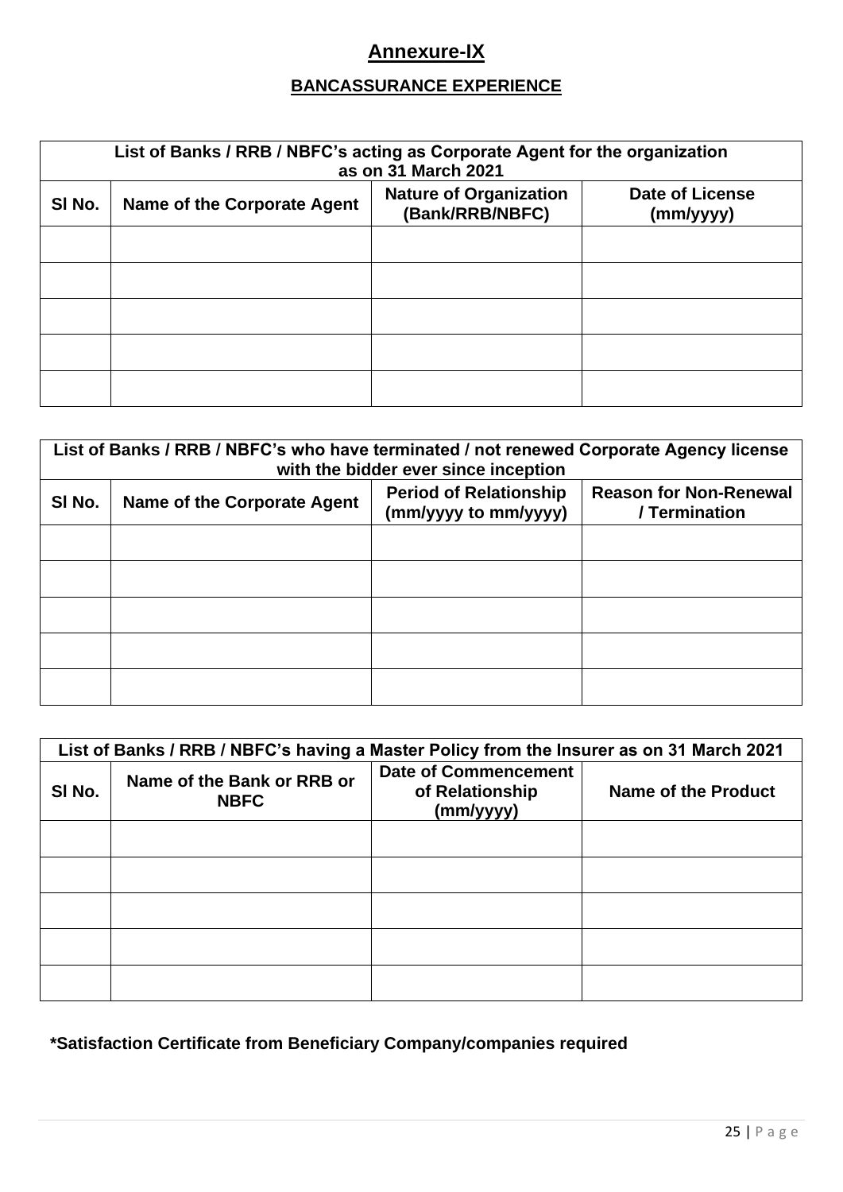## Annexure-IX

### BANCASSURANCE EXPERIENCE

| List of Banks / RRB / NBFC's acting as Corporate Agent for the organization as on 31 March 2021 | | | |
|---|---|---|---|
| Sl No. | Name of the Corporate Agent | Nature of Organization (Bank/RRB/NBFC) | Date of License (mm/yyyy) |
| | | | |
| | | | |
| | | | |
| | | | |
| | | | |

| List of Banks / RRB / NBFC's who have terminated / not renewed Corporate Agency license with the bidder ever since inception | | | |
|---|---|---|---|
| Sl No. | Name of the Corporate Agent | Period of Relationship (mm/yyyy to mm/yyyy) | Reason for Non-Renewal / Termination |
| | | | |
| | | | |
| | | | |
| | | | |
| | | | |

| List of Banks / RRB / NBFC's having a Master Policy from the Insurer as on 31 March 2021 | | | |
|---|---|---|---|
| Sl No. | Name of the Bank or RRB or NBFC | Date of Commencement of Relationship (mm/yyyy) | Name of the Product |
| | | | |
| | | | |
| | | | |
| | | | |
| | | | |

**\*Satisfaction Certificate from Beneficiary Company/companies required**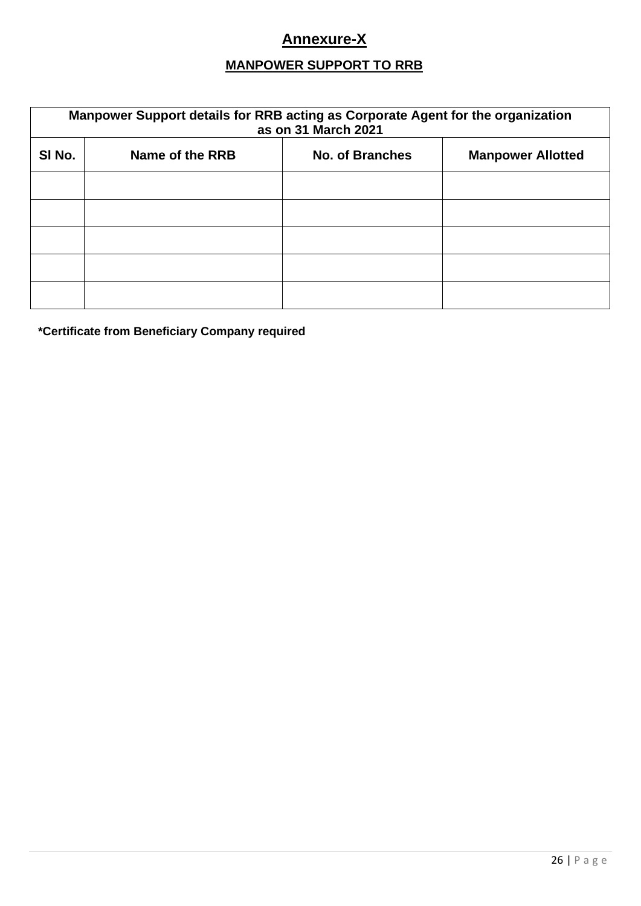# Annexure-X

## MANPOWER SUPPORT TO RRB

| Manpower Support details for RRB acting as Corporate Agent for the organization as on 31 March 2021 | | | |
|---|---|---|---|
| **Sl No.** | **Name of the RRB** | **No. of Branches** | **Manpower Allotted** |
| | | | |
| | | | |
| | | | |
| | | | |
| | | | |

**\*Certificate from Beneficiary Company required**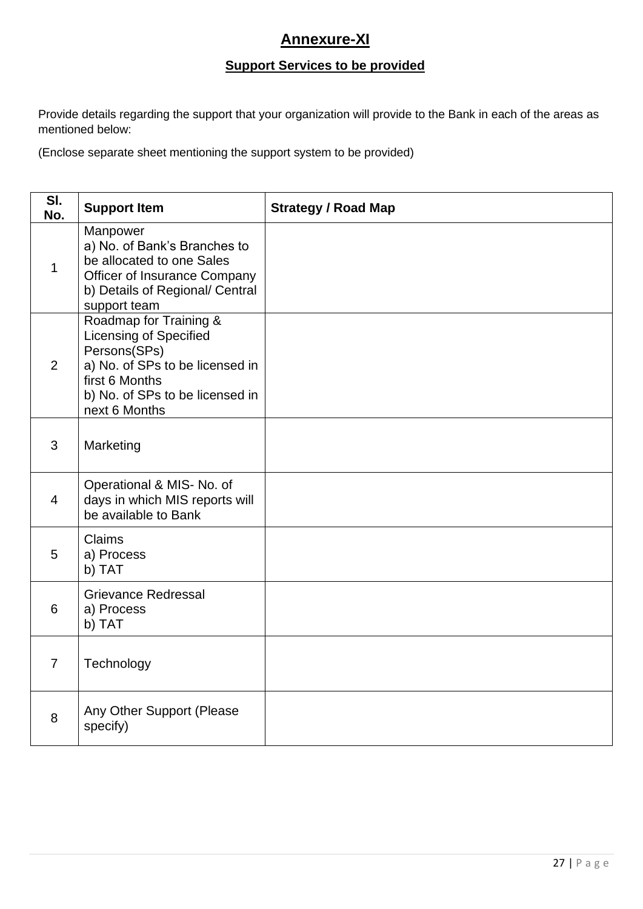# Annexure-XI

## Support Services to be provided

Provide details regarding the support that your organization will provide to the Bank in each of the areas as mentioned below:

(Enclose separate sheet mentioning the support system to be provided)

| Sl. No. | Support Item | Strategy / Road Map |
|---|---|---|
| 1 | Manpower<br>a) No. of Bank's Branches to be allocated to one Sales Officer of Insurance Company<br>b) Details of Regional/ Central support team | |
| 2 | Roadmap for Training & Licensing of Specified Persons(SPs)<br>a) No. of SPs to be licensed in first 6 Months<br>b) No. of SPs to be licensed in next 6 Months | |
| 3 | Marketing | |
| 4 | Operational & MIS- No. of days in which MIS reports will be available to Bank | |
| 5 | Claims<br>a) Process<br>b) TAT | |
| 6 | Grievance Redressal<br>a) Process<br>b) TAT | |
| 7 | Technology | |
| 8 | Any Other Support (Please specify) | |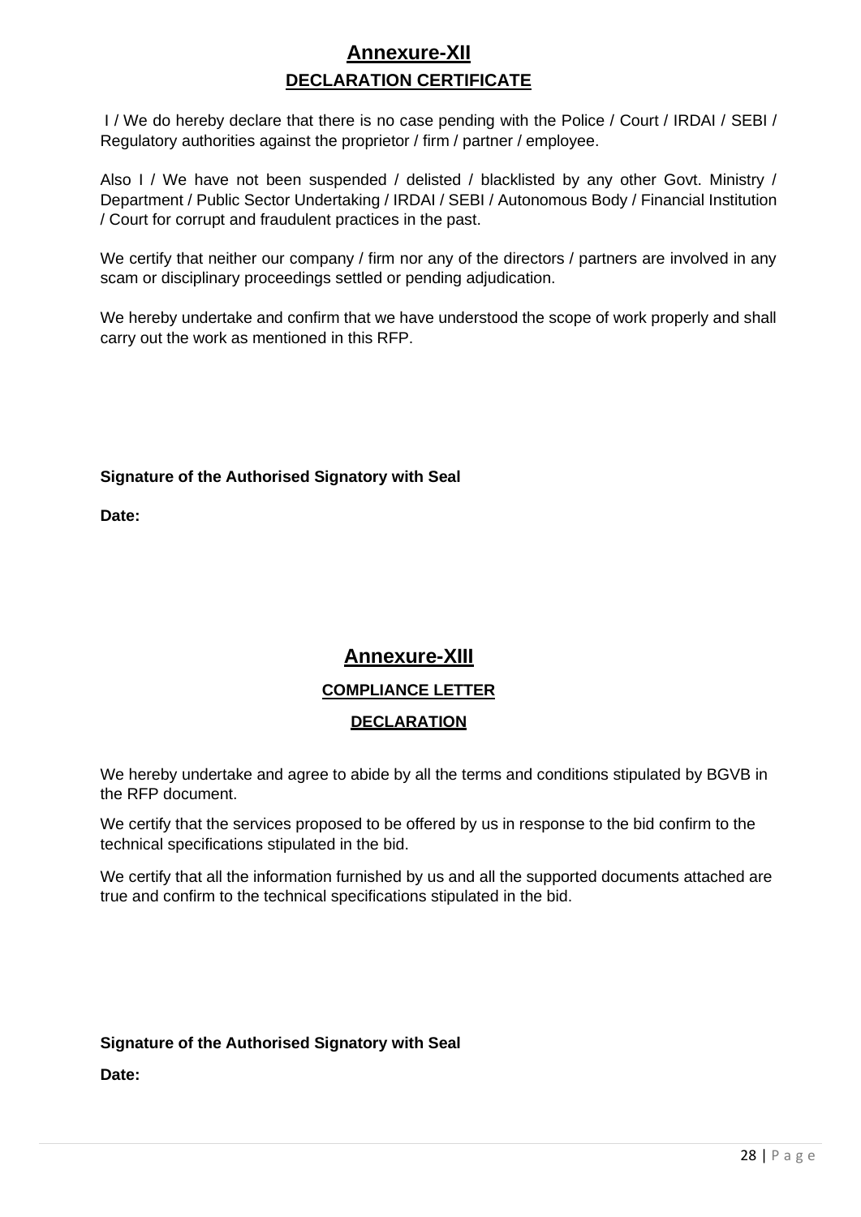# Annexure-XII

## DECLARATION CERTIFICATE

I / We do hereby declare that there is no case pending with the Police / Court / IRDAI / SEBI / Regulatory authorities against the proprietor / firm / partner / employee.

Also I / We have not been suspended / delisted / blacklisted by any other Govt. Ministry / Department / Public Sector Undertaking / IRDAI / SEBI / Autonomous Body / Financial Institution / Court for corrupt and fraudulent practices in the past.

We certify that neither our company / firm nor any of the directors / partners are involved in any scam or disciplinary proceedings settled or pending adjudication.

We hereby undertake and confirm that we have understood the scope of work properly and shall carry out the work as mentioned in this RFP.

**Signature of the Authorised Signatory with Seal**

**Date:**

# Annexure-XIII

## COMPLIANCE LETTER

## DECLARATION

We hereby undertake and agree to abide by all the terms and conditions stipulated by BGVB in the RFP document.

We certify that the services proposed to be offered by us in response to the bid confirm to the technical specifications stipulated in the bid.

We certify that all the information furnished by us and all the supported documents attached are true and confirm to the technical specifications stipulated in the bid.

**Signature of the Authorised Signatory with Seal**

**Date:**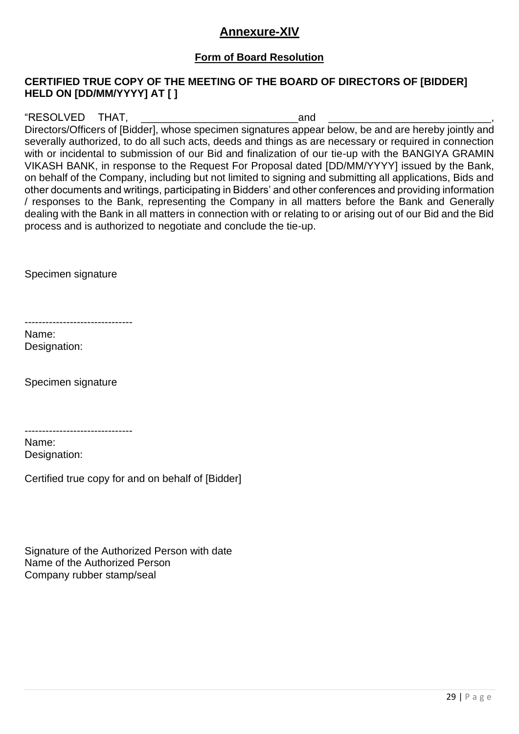# Annexure-XIV

## Form of Board Resolution

**CERTIFIED TRUE COPY OF THE MEETING OF THE BOARD OF DIRECTORS OF [BIDDER] HELD ON [DD/MM/YYYY] AT [ ]**

"RESOLVED THAT, __________________________and ___________________________, Directors/Officers of [Bidder], whose specimen signatures appear below, be and are hereby jointly and severally authorized, to do all such acts, deeds and things as are necessary or required in connection with or incidental to submission of our Bid and finalization of our tie-up with the BANGIYA GRAMIN VIKASH BANK, in response to the Request For Proposal dated [DD/MM/YYYY] issued by the Bank, on behalf of the Company, including but not limited to signing and submitting all applications, Bids and other documents and writings, participating in Bidders' and other conferences and providing information / responses to the Bank, representing the Company in all matters before the Bank and Generally dealing with the Bank in all matters in connection with or relating to or arising out of our Bid and the Bid process and is authorized to negotiate and conclude the tie-up.

Specimen signature

-------------------------------

Name:
Designation:

Specimen signature

-------------------------------

Name:
Designation:

Certified true copy for and on behalf of [Bidder]

Signature of the Authorized Person with date
Name of the Authorized Person
Company rubber stamp/seal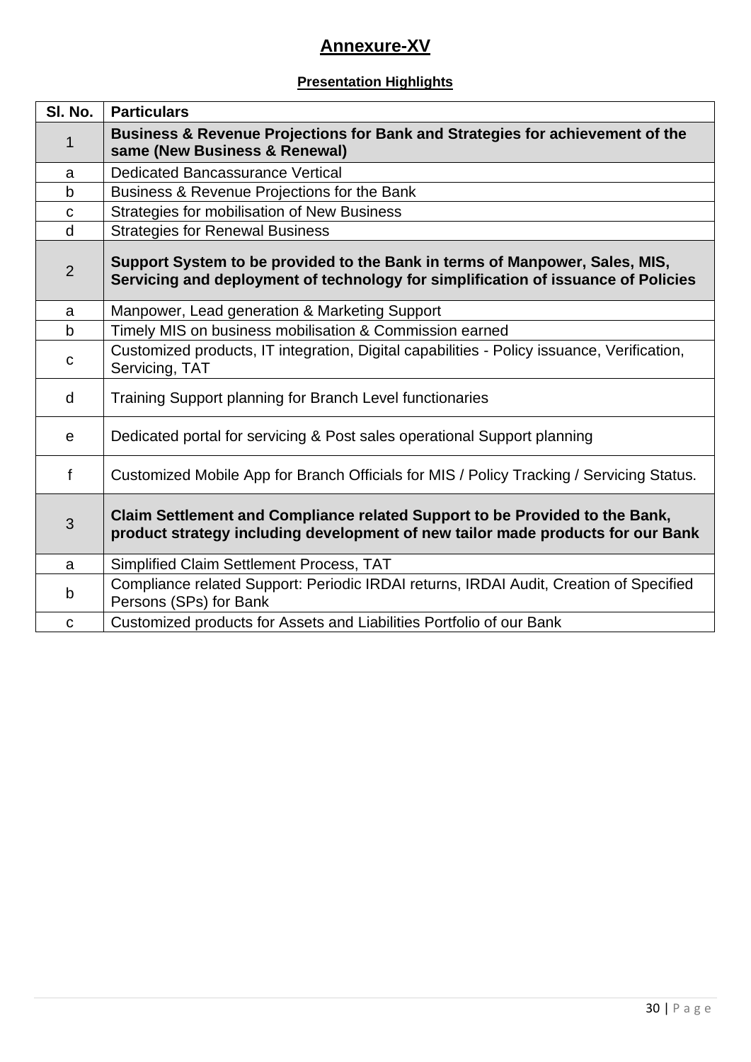# Annexure-XV

## Presentation Highlights

| Sl. No. | Particulars |
|---|---|
| 1 | **Business & Revenue Projections for Bank and Strategies for achievement of the same (New Business & Renewal)** |
| a | Dedicated Bancassurance Vertical |
| b | Business & Revenue Projections for the Bank |
| c | Strategies for mobilisation of New Business |
| d | Strategies for Renewal Business |
| 2 | **Support System to be provided to the Bank in terms of Manpower, Sales, MIS, Servicing and deployment of technology for simplification of issuance of Policies** |
| a | Manpower, Lead generation & Marketing Support |
| b | Timely MIS on business mobilisation & Commission earned |
| c | Customized products, IT integration, Digital capabilities - Policy issuance, Verification, Servicing, TAT |
| d | Training Support planning for Branch Level functionaries |
| e | Dedicated portal for servicing & Post sales operational Support planning |
| f | Customized Mobile App for Branch Officials for MIS / Policy Tracking / Servicing Status. |
| 3 | **Claim Settlement and Compliance related Support to be Provided to the Bank, product strategy including development of new tailor made products for our Bank** |
| a | Simplified Claim Settlement Process, TAT |
| b | Compliance related Support: Periodic IRDAI returns, IRDAI Audit, Creation of Specified Persons (SPs) for Bank |
| c | Customized products for Assets and Liabilities Portfolio of our Bank |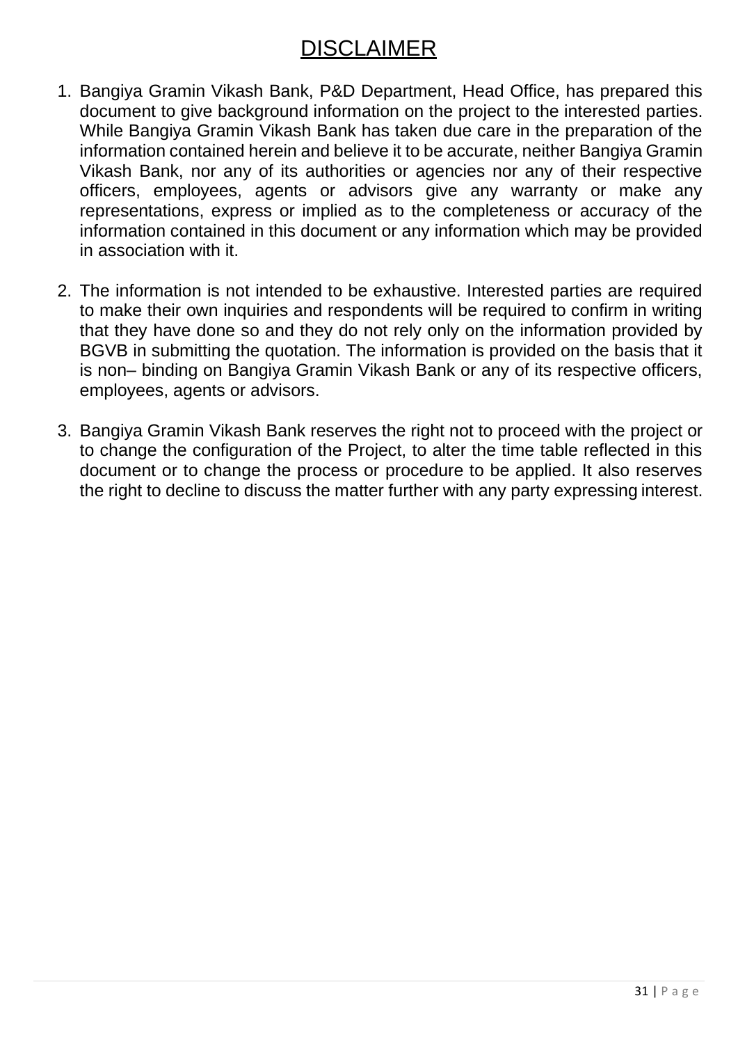# DISCLAIMER

1. Bangiya Gramin Vikash Bank, P&D Department, Head Office, has prepared this document to give background information on the project to the interested parties. While Bangiya Gramin Vikash Bank has taken due care in the preparation of the information contained herein and believe it to be accurate, neither Bangiya Gramin Vikash Bank, nor any of its authorities or agencies nor any of their respective officers, employees, agents or advisors give any warranty or make any representations, express or implied as to the completeness or accuracy of the information contained in this document or any information which may be provided in association with it.

2. The information is not intended to be exhaustive. Interested parties are required to make their own inquiries and respondents will be required to confirm in writing that they have done so and they do not rely only on the information provided by BGVB in submitting the quotation. The information is provided on the basis that it is non– binding on Bangiya Gramin Vikash Bank or any of its respective officers, employees, agents or advisors.

3. Bangiya Gramin Vikash Bank reserves the right not to proceed with the project or to change the configuration of the Project, to alter the time table reflected in this document or to change the process or procedure to be applied. It also reserves the right to decline to discuss the matter further with any party expressing interest.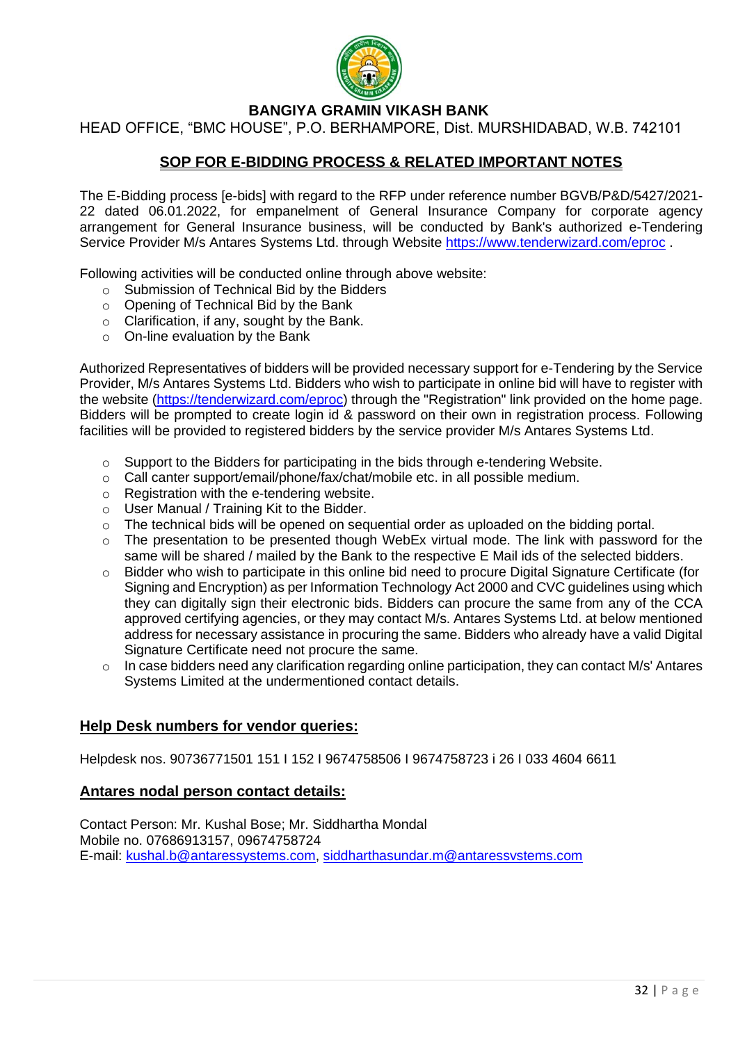**BANGIYA GRAMIN VIKASH BANK**

HEAD OFFICE, "BMC HOUSE", P.O. BERHAMPORE, Dist. MURSHIDABAD, W.B. 742101

## SOP FOR E-BIDDING PROCESS & RELATED IMPORTANT NOTES

The E-Bidding process [e-bids] with regard to the RFP under reference number BGVB/P&D/5427/2021-22 dated 06.01.2022, for empanelment of General Insurance Company for corporate agency arrangement for General Insurance business, will be conducted by Bank's authorized e-Tendering Service Provider M/s Antares Systems Ltd. through Website https://www.tenderwizard.com/eproc .

Following activities will be conducted online through above website:

- Submission of Technical Bid by the Bidders
- Opening of Technical Bid by the Bank
- Clarification, if any, sought by the Bank.
- On-line evaluation by the Bank

Authorized Representatives of bidders will be provided necessary support for e-Tendering by the Service Provider, M/s Antares Systems Ltd. Bidders who wish to participate in online bid will have to register with the website (https://tenderwizard.com/eproc) through the "Registration" link provided on the home page. Bidders will be prompted to create login id & password on their own in registration process. Following facilities will be provided to registered bidders by the service provider M/s Antares Systems Ltd.

- Support to the Bidders for participating in the bids through e-tendering Website.
- Call canter support/email/phone/fax/chat/mobile etc. in all possible medium.
- Registration with the e-tendering website.
- User Manual / Training Kit to the Bidder.
- The technical bids will be opened on sequential order as uploaded on the bidding portal.
- The presentation to be presented though WebEx virtual mode. The link with password for the same will be shared / mailed by the Bank to the respective E Mail ids of the selected bidders.
- Bidder who wish to participate in this online bid need to procure Digital Signature Certificate (for Signing and Encryption) as per Information Technology Act 2000 and CVC guidelines using which they can digitally sign their electronic bids. Bidders can procure the same from any of the CCA approved certifying agencies, or they may contact M/s. Antares Systems Ltd. at below mentioned address for necessary assistance in procuring the same. Bidders who already have a valid Digital Signature Certificate need not procure the same.
- In case bidders need any clarification regarding online participation, they can contact M/s' Antares Systems Limited at the undermentioned contact details.

### Help Desk numbers for vendor queries:

Helpdesk nos. 90736771501 151 I 152 I 9674758506 I 9674758723 i 26 I 033 4604 6611

### Antares nodal person contact details:

Contact Person: Mr. Kushal Bose; Mr. Siddhartha Mondal
Mobile no. 07686913157, 09674758724
E-mail: kushal.b@antaressystems.com, siddharthasundar.m@antaressvstems.com